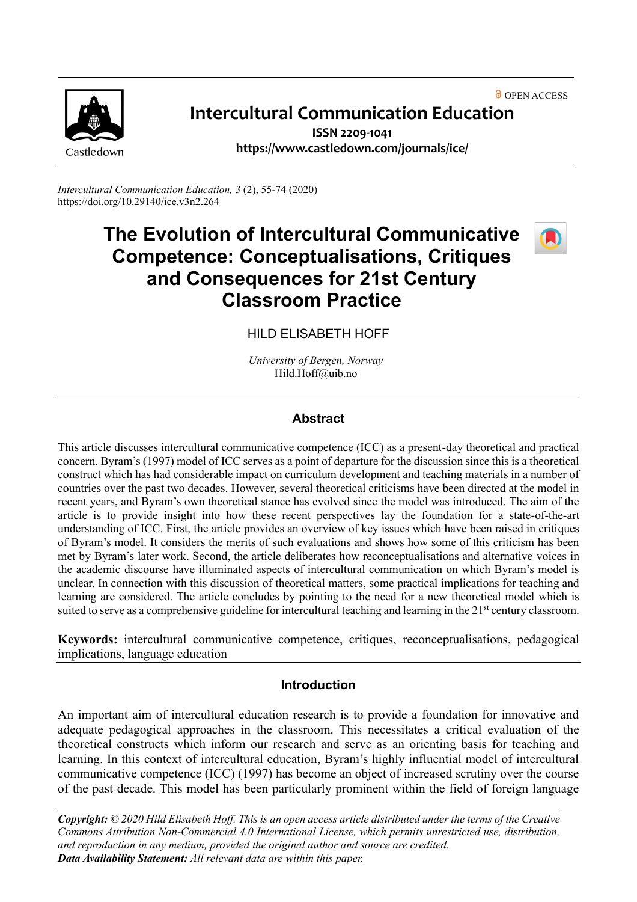OPEN ACCESS

**Intercultural Communication Education**

**ISSN 2209-1041**

**https://www.castledown.com/journals/ice/**

*Intercultural Communication Education, 3* (2), 55-74 (2020)
https://doi.org/10.29140/ice.v3n2.264

# The Evolution of Intercultural Communicative Competence: Conceptualisations, Critiques and Consequences for 21st Century Classroom Practice

HILD ELISABETH HOFF

*University of Bergen, Norway*
Hild.Hoff@uib.no

## Abstract

This article discusses intercultural communicative competence (ICC) as a present-day theoretical and practical concern. Byram's (1997) model of ICC serves as a point of departure for the discussion since this is a theoretical construct which has had considerable impact on curriculum development and teaching materials in a number of countries over the past two decades. However, several theoretical criticisms have been directed at the model in recent years, and Byram's own theoretical stance has evolved since the model was introduced. The aim of the article is to provide insight into how these recent perspectives lay the foundation for a state-of-the-art understanding of ICC. First, the article provides an overview of key issues which have been raised in critiques of Byram's model. It considers the merits of such evaluations and shows how some of this criticism has been met by Byram's later work. Second, the article deliberates how reconceptualisations and alternative voices in the academic discourse have illuminated aspects of intercultural communication on which Byram's model is unclear. In connection with this discussion of theoretical matters, some practical implications for teaching and learning are considered. The article concludes by pointing to the need for a new theoretical model which is suited to serve as a comprehensive guideline for intercultural teaching and learning in the 21st century classroom.

**Keywords:** intercultural communicative competence, critiques, reconceptualisations, pedagogical implications, language education

## Introduction

An important aim of intercultural education research is to provide a foundation for innovative and adequate pedagogical approaches in the classroom. This necessitates a critical evaluation of the theoretical constructs which inform our research and serve as an orienting basis for teaching and learning. In this context of intercultural education, Byram's highly influential model of intercultural communicative competence (ICC) (1997) has become an object of increased scrutiny over the course of the past decade. This model has been particularly prominent within the field of foreign language

***Copyright:*** *© 2020 Hild Elisabeth Hoff. This is an open access article distributed under the terms of the Creative Commons Attribution Non-Commercial 4.0 International License, which permits unrestricted use, distribution, and reproduction in any medium, provided the original author and source are credited.*
***Data Availability Statement:*** *All relevant data are within this paper.*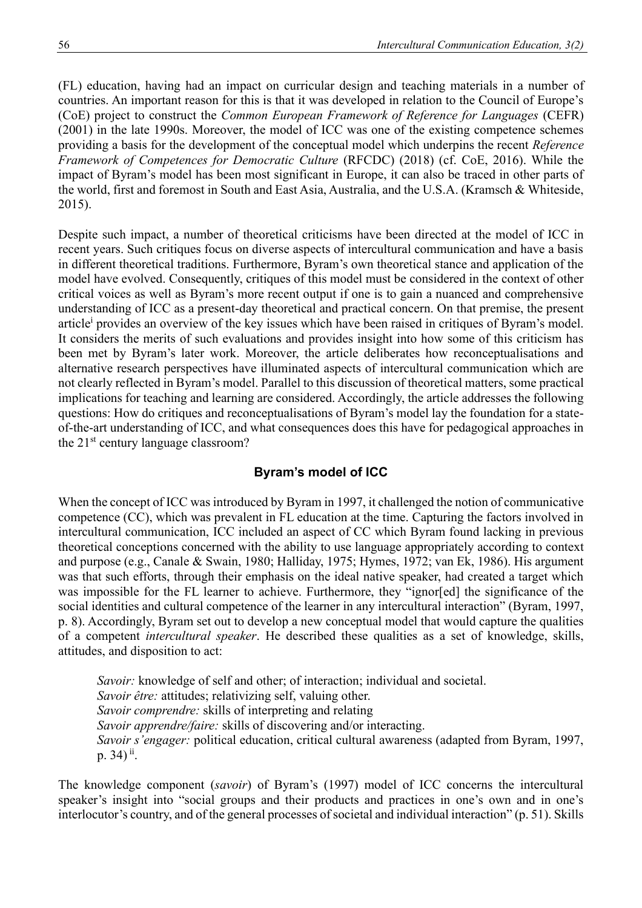(FL) education, having had an impact on curricular design and teaching materials in a number of countries. An important reason for this is that it was developed in relation to the Council of Europe's (CoE) project to construct the *Common European Framework of Reference for Languages* (CEFR) (2001) in the late 1990s. Moreover, the model of ICC was one of the existing competence schemes providing a basis for the development of the conceptual model which underpins the recent *Reference Framework of Competences for Democratic Culture* (RFCDC) (2018) (cf. CoE, 2016). While the impact of Byram's model has been most significant in Europe, it can also be traced in other parts of the world, first and foremost in South and East Asia, Australia, and the U.S.A. (Kramsch & Whiteside, 2015).

Despite such impact, a number of theoretical criticisms have been directed at the model of ICC in recent years. Such critiques focus on diverse aspects of intercultural communication and have a basis in different theoretical traditions. Furthermore, Byram's own theoretical stance and application of the model have evolved. Consequently, critiques of this model must be considered in the context of other critical voices as well as Byram's more recent output if one is to gain a nuanced and comprehensive understanding of ICC as a present-day theoretical and practical concern. On that premise, the present article[i] provides an overview of the key issues which have been raised in critiques of Byram's model. It considers the merits of such evaluations and provides insight into how some of this criticism has been met by Byram's later work. Moreover, the article deliberates how reconceptualisations and alternative research perspectives have illuminated aspects of intercultural communication which are not clearly reflected in Byram's model. Parallel to this discussion of theoretical matters, some practical implications for teaching and learning are considered. Accordingly, the article addresses the following questions: How do critiques and reconceptualisations of Byram's model lay the foundation for a state-of-the-art understanding of ICC, and what consequences does this have for pedagogical approaches in the 21st century language classroom?

## Byram's model of ICC

When the concept of ICC was introduced by Byram in 1997, it challenged the notion of communicative competence (CC), which was prevalent in FL education at the time. Capturing the factors involved in intercultural communication, ICC included an aspect of CC which Byram found lacking in previous theoretical conceptions concerned with the ability to use language appropriately according to context and purpose (e.g., Canale & Swain, 1980; Halliday, 1975; Hymes, 1972; van Ek, 1986). His argument was that such efforts, through their emphasis on the ideal native speaker, had created a target which was impossible for the FL learner to achieve. Furthermore, they "ignor[ed] the significance of the social identities and cultural competence of the learner in any intercultural interaction" (Byram, 1997, p. 8). Accordingly, Byram set out to develop a new conceptual model that would capture the qualities of a competent *intercultural speaker*. He described these qualities as a set of knowledge, skills, attitudes, and disposition to act:

> *Savoir:* knowledge of self and other; of interaction; individual and societal.
> *Savoir être:* attitudes; relativizing self, valuing other.
> *Savoir comprendre:* skills of interpreting and relating
> *Savoir apprendre/faire:* skills of discovering and/or interacting.
> *Savoir s'engager:* political education, critical cultural awareness (adapted from Byram, 1997, p. 34)[ii].

The knowledge component (*savoir*) of Byram's (1997) model of ICC concerns the intercultural speaker's insight into "social groups and their products and practices in one's own and in one's interlocutor's country, and of the general processes of societal and individual interaction" (p. 51). Skills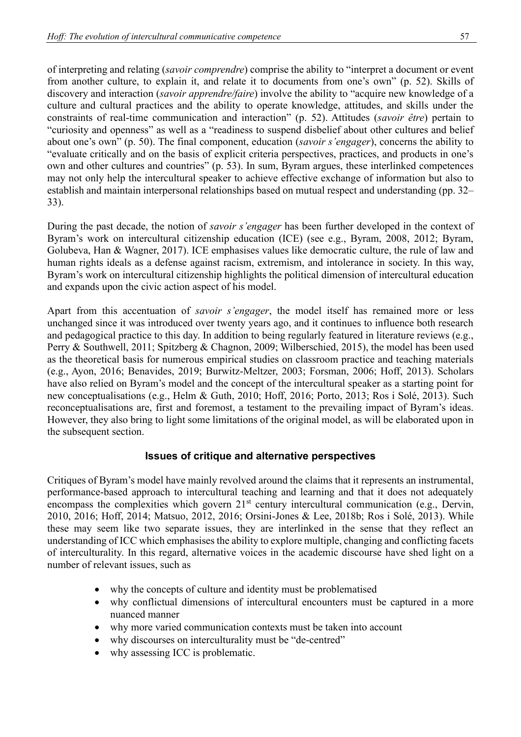of interpreting and relating (*savoir comprendre*) comprise the ability to "interpret a document or event from another culture, to explain it, and relate it to documents from one's own" (p. 52). Skills of discovery and interaction (*savoir apprendre/faire*) involve the ability to "acquire new knowledge of a culture and cultural practices and the ability to operate knowledge, attitudes, and skills under the constraints of real-time communication and interaction" (p. 52). Attitudes (*savoir être*) pertain to "curiosity and openness" as well as a "readiness to suspend disbelief about other cultures and belief about one's own" (p. 50). The final component, education (*savoir s'engager*), concerns the ability to "evaluate critically and on the basis of explicit criteria perspectives, practices, and products in one's own and other cultures and countries" (p. 53). In sum, Byram argues, these interlinked competences may not only help the intercultural speaker to achieve effective exchange of information but also to establish and maintain interpersonal relationships based on mutual respect and understanding (pp. 32–33).

During the past decade, the notion of *savoir s'engager* has been further developed in the context of Byram's work on intercultural citizenship education (ICE) (see e.g., Byram, 2008, 2012; Byram, Golubeva, Han & Wagner, 2017). ICE emphasises values like democratic culture, the rule of law and human rights ideals as a defense against racism, extremism, and intolerance in society. In this way, Byram's work on intercultural citizenship highlights the political dimension of intercultural education and expands upon the civic action aspect of his model.

Apart from this accentuation of *savoir s'engager*, the model itself has remained more or less unchanged since it was introduced over twenty years ago, and it continues to influence both research and pedagogical practice to this day. In addition to being regularly featured in literature reviews (e.g., Perry & Southwell, 2011; Spitzberg & Chagnon, 2009; Wilberschied, 2015), the model has been used as the theoretical basis for numerous empirical studies on classroom practice and teaching materials (e.g., Ayon, 2016; Benavides, 2019; Burwitz-Meltzer, 2003; Forsman, 2006; Hoff, 2013). Scholars have also relied on Byram's model and the concept of the intercultural speaker as a starting point for new conceptualisations (e.g., Helm & Guth, 2010; Hoff, 2016; Porto, 2013; Ros i Solé, 2013). Such reconceptualisations are, first and foremost, a testament to the prevailing impact of Byram's ideas. However, they also bring to light some limitations of the original model, as will be elaborated upon in the subsequent section.

## Issues of critique and alternative perspectives

Critiques of Byram's model have mainly revolved around the claims that it represents an instrumental, performance-based approach to intercultural teaching and learning and that it does not adequately encompass the complexities which govern 21st century intercultural communication (e.g., Dervin, 2010, 2016; Hoff, 2014; Matsuo, 2012, 2016; Orsini-Jones & Lee, 2018b; Ros i Solé, 2013). While these may seem like two separate issues, they are interlinked in the sense that they reflect an understanding of ICC which emphasises the ability to explore multiple, changing and conflicting facets of interculturality. In this regard, alternative voices in the academic discourse have shed light on a number of relevant issues, such as

- why the concepts of culture and identity must be problematised
- why conflictual dimensions of intercultural encounters must be captured in a more nuanced manner
- why more varied communication contexts must be taken into account
- why discourses on interculturality must be "de-centred"
- why assessing ICC is problematic.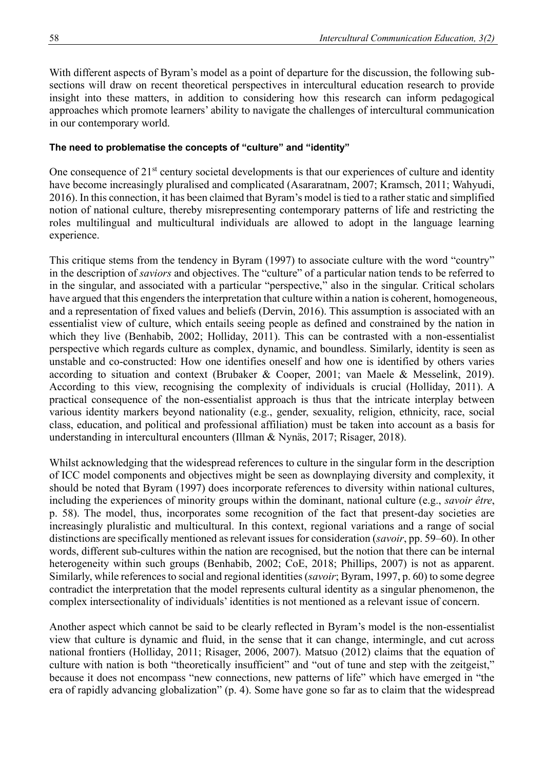With different aspects of Byram's model as a point of departure for the discussion, the following sub-sections will draw on recent theoretical perspectives in intercultural education research to provide insight into these matters, in addition to considering how this research can inform pedagogical approaches which promote learners' ability to navigate the challenges of intercultural communication in our contemporary world.

#### The need to problematise the concepts of "culture" and "identity"

One consequence of 21st century societal developments is that our experiences of culture and identity have become increasingly pluralised and complicated (Asararatnam, 2007; Kramsch, 2011; Wahyudi, 2016). In this connection, it has been claimed that Byram's model is tied to a rather static and simplified notion of national culture, thereby misrepresenting contemporary patterns of life and restricting the roles multilingual and multicultural individuals are allowed to adopt in the language learning experience.

This critique stems from the tendency in Byram (1997) to associate culture with the word "country" in the description of *saviors* and objectives. The "culture" of a particular nation tends to be referred to in the singular, and associated with a particular "perspective," also in the singular. Critical scholars have argued that this engenders the interpretation that culture within a nation is coherent, homogeneous, and a representation of fixed values and beliefs (Dervin, 2016). This assumption is associated with an essentialist view of culture, which entails seeing people as defined and constrained by the nation in which they live (Benhabib, 2002; Holliday, 2011). This can be contrasted with a non-essentialist perspective which regards culture as complex, dynamic, and boundless. Similarly, identity is seen as unstable and co-constructed: How one identifies oneself and how one is identified by others varies according to situation and context (Brubaker & Cooper, 2001; van Maele & Messelink, 2019). According to this view, recognising the complexity of individuals is crucial (Holliday, 2011). A practical consequence of the non-essentialist approach is thus that the intricate interplay between various identity markers beyond nationality (e.g., gender, sexuality, religion, ethnicity, race, social class, education, and political and professional affiliation) must be taken into account as a basis for understanding in intercultural encounters (Illman & Nynäs, 2017; Risager, 2018).

Whilst acknowledging that the widespread references to culture in the singular form in the description of ICC model components and objectives might be seen as downplaying diversity and complexity, it should be noted that Byram (1997) does incorporate references to diversity within national cultures, including the experiences of minority groups within the dominant, national culture (e.g., *savoir être*, p. 58). The model, thus, incorporates some recognition of the fact that present-day societies are increasingly pluralistic and multicultural. In this context, regional variations and a range of social distinctions are specifically mentioned as relevant issues for consideration (*savoir*, pp. 59–60). In other words, different sub-cultures within the nation are recognised, but the notion that there can be internal heterogeneity within such groups (Benhabib, 2002; CoE, 2018; Phillips, 2007) is not as apparent. Similarly, while references to social and regional identities (*savoir*; Byram, 1997, p. 60) to some degree contradict the interpretation that the model represents cultural identity as a singular phenomenon, the complex intersectionality of individuals' identities is not mentioned as a relevant issue of concern.

Another aspect which cannot be said to be clearly reflected in Byram's model is the non-essentialist view that culture is dynamic and fluid, in the sense that it can change, intermingle, and cut across national frontiers (Holliday, 2011; Risager, 2006, 2007). Matsuo (2012) claims that the equation of culture with nation is both "theoretically insufficient" and "out of tune and step with the zeitgeist," because it does not encompass "new connections, new patterns of life" which have emerged in "the era of rapidly advancing globalization" (p. 4). Some have gone so far as to claim that the widespread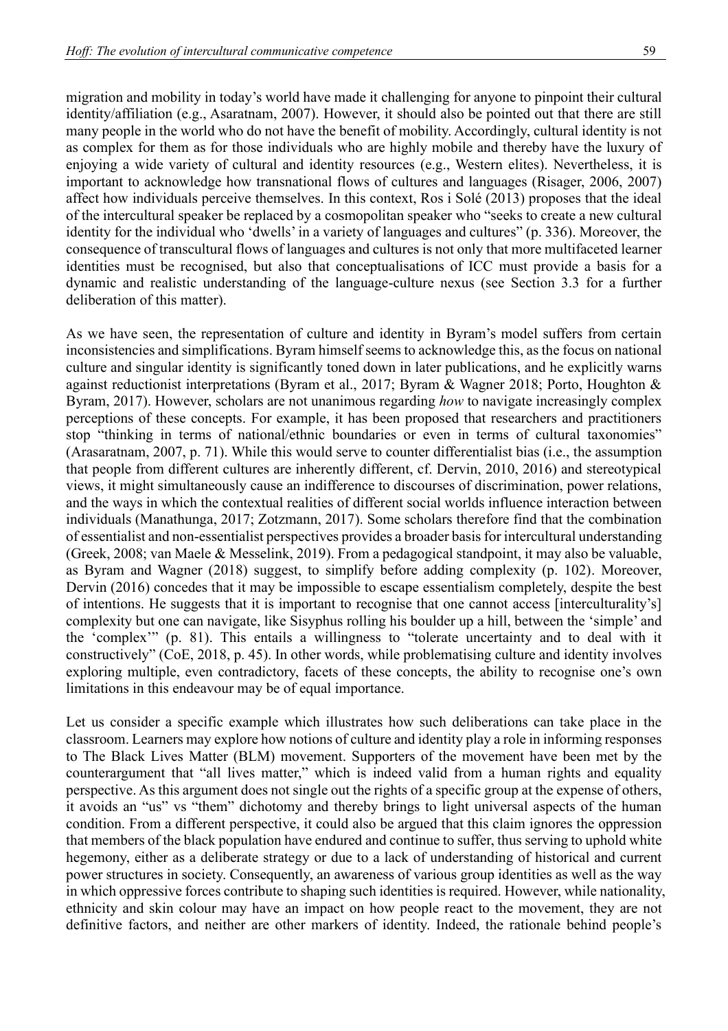migration and mobility in today's world have made it challenging for anyone to pinpoint their cultural identity/affiliation (e.g., Asaratnam, 2007). However, it should also be pointed out that there are still many people in the world who do not have the benefit of mobility. Accordingly, cultural identity is not as complex for them as for those individuals who are highly mobile and thereby have the luxury of enjoying a wide variety of cultural and identity resources (e.g., Western elites). Nevertheless, it is important to acknowledge how transnational flows of cultures and languages (Risager, 2006, 2007) affect how individuals perceive themselves. In this context, Ros i Solé (2013) proposes that the ideal of the intercultural speaker be replaced by a cosmopolitan speaker who "seeks to create a new cultural identity for the individual who 'dwells' in a variety of languages and cultures" (p. 336). Moreover, the consequence of transcultural flows of languages and cultures is not only that more multifaceted learner identities must be recognised, but also that conceptualisations of ICC must provide a basis for a dynamic and realistic understanding of the language-culture nexus (see Section 3.3 for a further deliberation of this matter).

As we have seen, the representation of culture and identity in Byram's model suffers from certain inconsistencies and simplifications. Byram himself seems to acknowledge this, as the focus on national culture and singular identity is significantly toned down in later publications, and he explicitly warns against reductionist interpretations (Byram et al., 2017; Byram & Wagner 2018; Porto, Houghton & Byram, 2017). However, scholars are not unanimous regarding *how* to navigate increasingly complex perceptions of these concepts. For example, it has been proposed that researchers and practitioners stop "thinking in terms of national/ethnic boundaries or even in terms of cultural taxonomies" (Arasaratnam, 2007, p. 71). While this would serve to counter differentialist bias (i.e., the assumption that people from different cultures are inherently different, cf. Dervin, 2010, 2016) and stereotypical views, it might simultaneously cause an indifference to discourses of discrimination, power relations, and the ways in which the contextual realities of different social worlds influence interaction between individuals (Manathunga, 2017; Zotzmann, 2017). Some scholars therefore find that the combination of essentialist and non-essentialist perspectives provides a broader basis for intercultural understanding (Greek, 2008; van Maele & Messelink, 2019). From a pedagogical standpoint, it may also be valuable, as Byram and Wagner (2018) suggest, to simplify before adding complexity (p. 102). Moreover, Dervin (2016) concedes that it may be impossible to escape essentialism completely, despite the best of intentions. He suggests that it is important to recognise that one cannot access [interculturality's] complexity but one can navigate, like Sisyphus rolling his boulder up a hill, between the 'simple' and the 'complex'" (p. 81). This entails a willingness to "tolerate uncertainty and to deal with it constructively" (CoE, 2018, p. 45). In other words, while problematising culture and identity involves exploring multiple, even contradictory, facets of these concepts, the ability to recognise one's own limitations in this endeavour may be of equal importance.

Let us consider a specific example which illustrates how such deliberations can take place in the classroom. Learners may explore how notions of culture and identity play a role in informing responses to The Black Lives Matter (BLM) movement. Supporters of the movement have been met by the counterargument that "all lives matter," which is indeed valid from a human rights and equality perspective. As this argument does not single out the rights of a specific group at the expense of others, it avoids an "us" vs "them" dichotomy and thereby brings to light universal aspects of the human condition. From a different perspective, it could also be argued that this claim ignores the oppression that members of the black population have endured and continue to suffer, thus serving to uphold white hegemony, either as a deliberate strategy or due to a lack of understanding of historical and current power structures in society. Consequently, an awareness of various group identities as well as the way in which oppressive forces contribute to shaping such identities is required. However, while nationality, ethnicity and skin colour may have an impact on how people react to the movement, they are not definitive factors, and neither are other markers of identity. Indeed, the rationale behind people's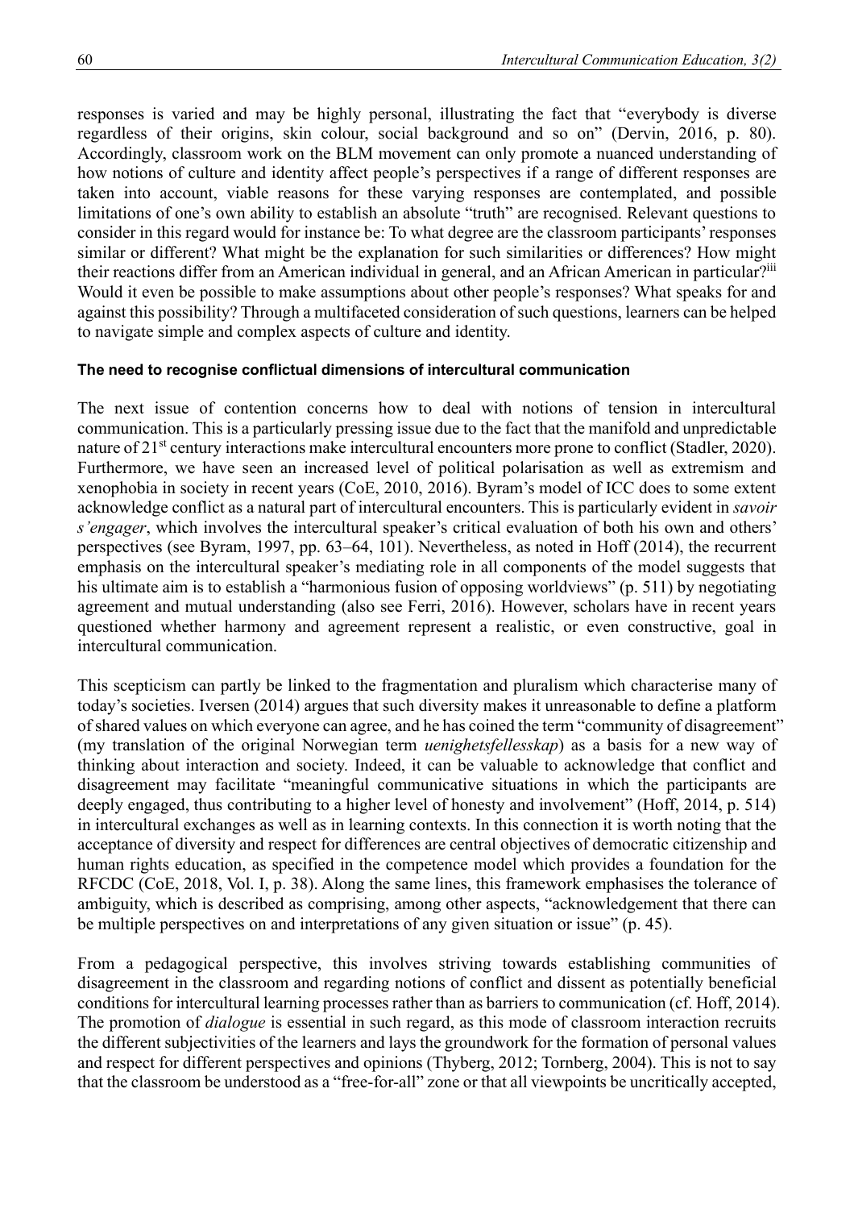responses is varied and may be highly personal, illustrating the fact that "everybody is diverse regardless of their origins, skin colour, social background and so on" (Dervin, 2016, p. 80). Accordingly, classroom work on the BLM movement can only promote a nuanced understanding of how notions of culture and identity affect people's perspectives if a range of different responses are taken into account, viable reasons for these varying responses are contemplated, and possible limitations of one's own ability to establish an absolute "truth" are recognised. Relevant questions to consider in this regard would for instance be: To what degree are the classroom participants' responses similar or different? What might be the explanation for such similarities or differences? How might their reactions differ from an American individual in general, and an African American in particular?[iii] Would it even be possible to make assumptions about other people's responses? What speaks for and against this possibility? Through a multifaceted consideration of such questions, learners can be helped to navigate simple and complex aspects of culture and identity.

#### The need to recognise conflictual dimensions of intercultural communication

The next issue of contention concerns how to deal with notions of tension in intercultural communication. This is a particularly pressing issue due to the fact that the manifold and unpredictable nature of 21st century interactions make intercultural encounters more prone to conflict (Stadler, 2020). Furthermore, we have seen an increased level of political polarisation as well as extremism and xenophobia in society in recent years (CoE, 2010, 2016). Byram's model of ICC does to some extent acknowledge conflict as a natural part of intercultural encounters. This is particularly evident in *savoir s'engager*, which involves the intercultural speaker's critical evaluation of both his own and others' perspectives (see Byram, 1997, pp. 63–64, 101). Nevertheless, as noted in Hoff (2014), the recurrent emphasis on the intercultural speaker's mediating role in all components of the model suggests that his ultimate aim is to establish a "harmonious fusion of opposing worldviews" (p. 511) by negotiating agreement and mutual understanding (also see Ferri, 2016). However, scholars have in recent years questioned whether harmony and agreement represent a realistic, or even constructive, goal in intercultural communication.

This scepticism can partly be linked to the fragmentation and pluralism which characterise many of today's societies. Iversen (2014) argues that such diversity makes it unreasonable to define a platform of shared values on which everyone can agree, and he has coined the term "community of disagreement" (my translation of the original Norwegian term *uenighetsfellesskap*) as a basis for a new way of thinking about interaction and society. Indeed, it can be valuable to acknowledge that conflict and disagreement may facilitate "meaningful communicative situations in which the participants are deeply engaged, thus contributing to a higher level of honesty and involvement" (Hoff, 2014, p. 514) in intercultural exchanges as well as in learning contexts. In this connection it is worth noting that the acceptance of diversity and respect for differences are central objectives of democratic citizenship and human rights education, as specified in the competence model which provides a foundation for the RFCDC (CoE, 2018, Vol. I, p. 38). Along the same lines, this framework emphasises the tolerance of ambiguity, which is described as comprising, among other aspects, "acknowledgement that there can be multiple perspectives on and interpretations of any given situation or issue" (p. 45).

From a pedagogical perspective, this involves striving towards establishing communities of disagreement in the classroom and regarding notions of conflict and dissent as potentially beneficial conditions for intercultural learning processes rather than as barriers to communication (cf. Hoff, 2014). The promotion of *dialogue* is essential in such regard, as this mode of classroom interaction recruits the different subjectivities of the learners and lays the groundwork for the formation of personal values and respect for different perspectives and opinions (Thyberg, 2012; Tornberg, 2004). This is not to say that the classroom be understood as a "free-for-all" zone or that all viewpoints be uncritically accepted,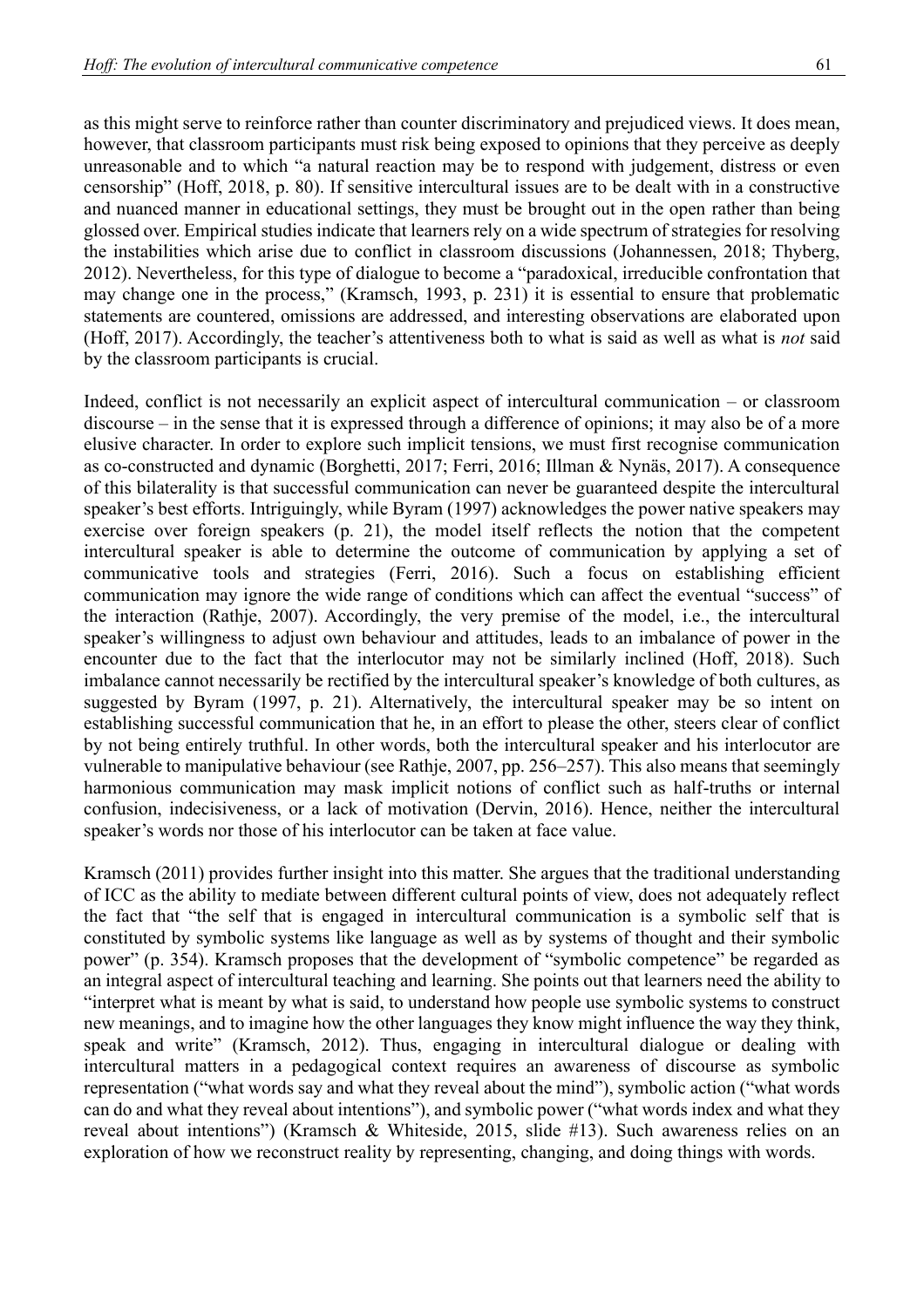as this might serve to reinforce rather than counter discriminatory and prejudiced views. It does mean, however, that classroom participants must risk being exposed to opinions that they perceive as deeply unreasonable and to which "a natural reaction may be to respond with judgement, distress or even censorship" (Hoff, 2018, p. 80). If sensitive intercultural issues are to be dealt with in a constructive and nuanced manner in educational settings, they must be brought out in the open rather than being glossed over. Empirical studies indicate that learners rely on a wide spectrum of strategies for resolving the instabilities which arise due to conflict in classroom discussions (Johannessen, 2018; Thyberg, 2012). Nevertheless, for this type of dialogue to become a "paradoxical, irreducible confrontation that may change one in the process," (Kramsch, 1993, p. 231) it is essential to ensure that problematic statements are countered, omissions are addressed, and interesting observations are elaborated upon (Hoff, 2017). Accordingly, the teacher's attentiveness both to what is said as well as what is *not* said by the classroom participants is crucial.

Indeed, conflict is not necessarily an explicit aspect of intercultural communication – or classroom discourse – in the sense that it is expressed through a difference of opinions; it may also be of a more elusive character. In order to explore such implicit tensions, we must first recognise communication as co-constructed and dynamic (Borghetti, 2017; Ferri, 2016; Illman & Nynäs, 2017). A consequence of this bilaterality is that successful communication can never be guaranteed despite the intercultural speaker's best efforts. Intriguingly, while Byram (1997) acknowledges the power native speakers may exercise over foreign speakers (p. 21), the model itself reflects the notion that the competent intercultural speaker is able to determine the outcome of communication by applying a set of communicative tools and strategies (Ferri, 2016). Such a focus on establishing efficient communication may ignore the wide range of conditions which can affect the eventual "success" of the interaction (Rathje, 2007). Accordingly, the very premise of the model, i.e., the intercultural speaker's willingness to adjust own behaviour and attitudes, leads to an imbalance of power in the encounter due to the fact that the interlocutor may not be similarly inclined (Hoff, 2018). Such imbalance cannot necessarily be rectified by the intercultural speaker's knowledge of both cultures, as suggested by Byram (1997, p. 21). Alternatively, the intercultural speaker may be so intent on establishing successful communication that he, in an effort to please the other, steers clear of conflict by not being entirely truthful. In other words, both the intercultural speaker and his interlocutor are vulnerable to manipulative behaviour (see Rathje, 2007, pp. 256–257). This also means that seemingly harmonious communication may mask implicit notions of conflict such as half-truths or internal confusion, indecisiveness, or a lack of motivation (Dervin, 2016). Hence, neither the intercultural speaker's words nor those of his interlocutor can be taken at face value.

Kramsch (2011) provides further insight into this matter. She argues that the traditional understanding of ICC as the ability to mediate between different cultural points of view, does not adequately reflect the fact that "the self that is engaged in intercultural communication is a symbolic self that is constituted by symbolic systems like language as well as by systems of thought and their symbolic power" (p. 354). Kramsch proposes that the development of "symbolic competence" be regarded as an integral aspect of intercultural teaching and learning. She points out that learners need the ability to "interpret what is meant by what is said, to understand how people use symbolic systems to construct new meanings, and to imagine how the other languages they know might influence the way they think, speak and write" (Kramsch, 2012). Thus, engaging in intercultural dialogue or dealing with intercultural matters in a pedagogical context requires an awareness of discourse as symbolic representation ("what words say and what they reveal about the mind"), symbolic action ("what words can do and what they reveal about intentions"), and symbolic power ("what words index and what they reveal about intentions") (Kramsch & Whiteside, 2015, slide #13). Such awareness relies on an exploration of how we reconstruct reality by representing, changing, and doing things with words.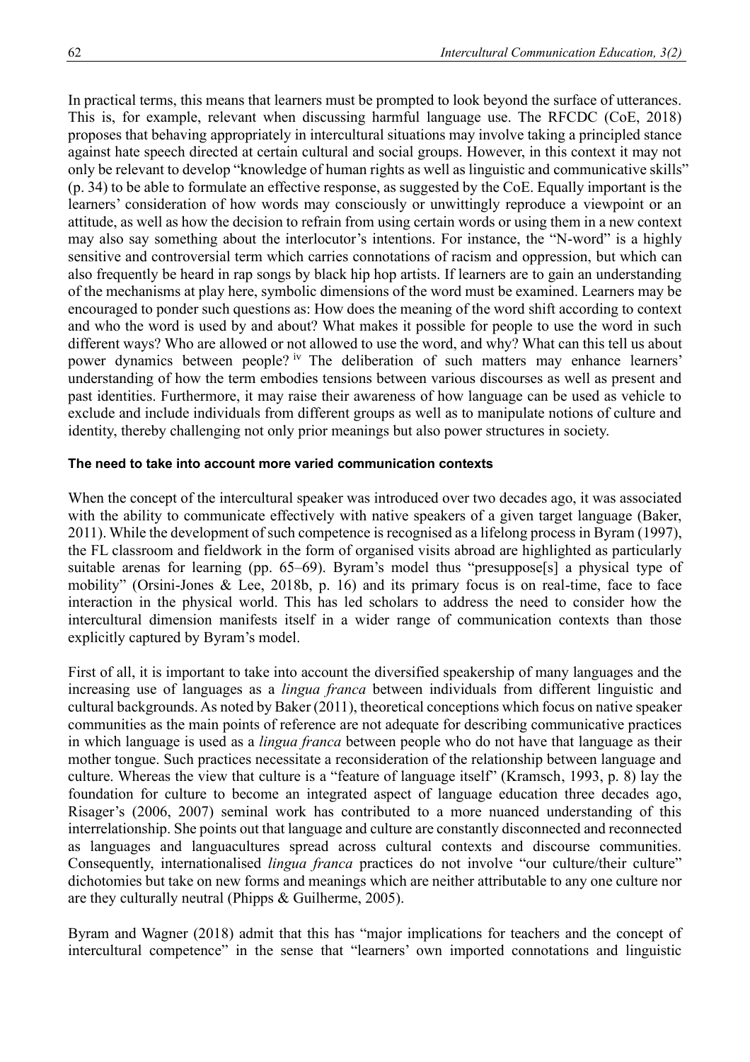In practical terms, this means that learners must be prompted to look beyond the surface of utterances. This is, for example, relevant when discussing harmful language use. The RFCDC (CoE, 2018) proposes that behaving appropriately in intercultural situations may involve taking a principled stance against hate speech directed at certain cultural and social groups. However, in this context it may not only be relevant to develop "knowledge of human rights as well as linguistic and communicative skills" (p. 34) to be able to formulate an effective response, as suggested by the CoE. Equally important is the learners' consideration of how words may consciously or unwittingly reproduce a viewpoint or an attitude, as well as how the decision to refrain from using certain words or using them in a new context may also say something about the interlocutor's intentions. For instance, the "N-word" is a highly sensitive and controversial term which carries connotations of racism and oppression, but which can also frequently be heard in rap songs by black hip hop artists. If learners are to gain an understanding of the mechanisms at play here, symbolic dimensions of the word must be examined. Learners may be encouraged to ponder such questions as: How does the meaning of the word shift according to context and who the word is used by and about? What makes it possible for people to use the word in such different ways? Who are allowed or not allowed to use the word, and why? What can this tell us about power dynamics between people? [iv] The deliberation of such matters may enhance learners' understanding of how the term embodies tensions between various discourses as well as present and past identities. Furthermore, it may raise their awareness of how language can be used as vehicle to exclude and include individuals from different groups as well as to manipulate notions of culture and identity, thereby challenging not only prior meanings but also power structures in society.

### The need to take into account more varied communication contexts

When the concept of the intercultural speaker was introduced over two decades ago, it was associated with the ability to communicate effectively with native speakers of a given target language (Baker, 2011). While the development of such competence is recognised as a lifelong process in Byram (1997), the FL classroom and fieldwork in the form of organised visits abroad are highlighted as particularly suitable arenas for learning (pp. 65–69). Byram's model thus "presuppose[s] a physical type of mobility" (Orsini-Jones & Lee, 2018b, p. 16) and its primary focus is on real-time, face to face interaction in the physical world. This has led scholars to address the need to consider how the intercultural dimension manifests itself in a wider range of communication contexts than those explicitly captured by Byram's model.

First of all, it is important to take into account the diversified speakership of many languages and the increasing use of languages as a *lingua franca* between individuals from different linguistic and cultural backgrounds. As noted by Baker (2011), theoretical conceptions which focus on native speaker communities as the main points of reference are not adequate for describing communicative practices in which language is used as a *lingua franca* between people who do not have that language as their mother tongue. Such practices necessitate a reconsideration of the relationship between language and culture. Whereas the view that culture is a "feature of language itself" (Kramsch, 1993, p. 8) lay the foundation for culture to become an integrated aspect of language education three decades ago, Risager's (2006, 2007) seminal work has contributed to a more nuanced understanding of this interrelationship. She points out that language and culture are constantly disconnected and reconnected as languages and languacultures spread across cultural contexts and discourse communities. Consequently, internationalised *lingua franca* practices do not involve "our culture/their culture" dichotomies but take on new forms and meanings which are neither attributable to any one culture nor are they culturally neutral (Phipps & Guilherme, 2005).

Byram and Wagner (2018) admit that this has "major implications for teachers and the concept of intercultural competence" in the sense that "learners' own imported connotations and linguistic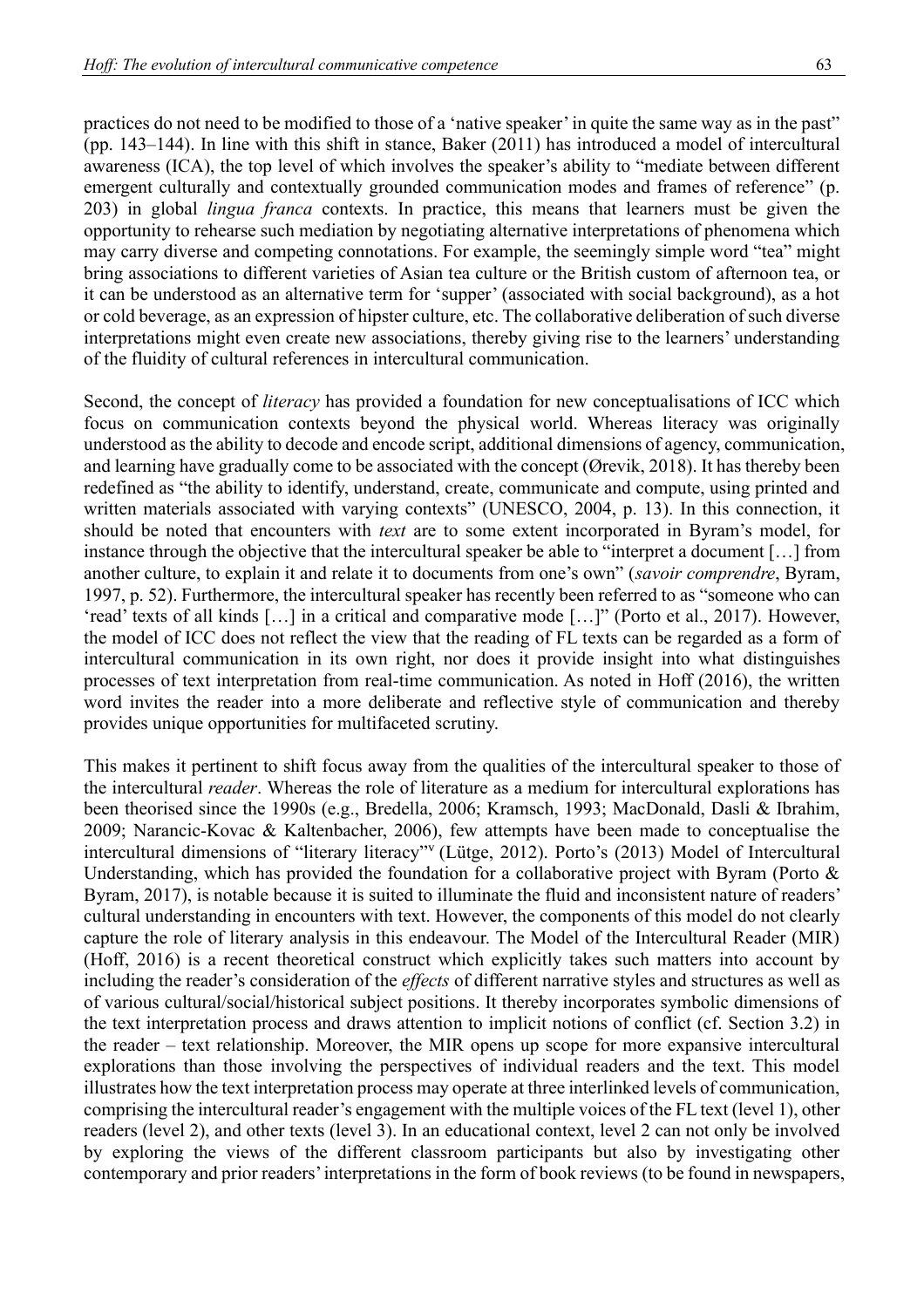practices do not need to be modified to those of a 'native speaker' in quite the same way as in the past" (pp. 143–144). In line with this shift in stance, Baker (2011) has introduced a model of intercultural awareness (ICA), the top level of which involves the speaker's ability to "mediate between different emergent culturally and contextually grounded communication modes and frames of reference" (p. 203) in global *lingua franca* contexts. In practice, this means that learners must be given the opportunity to rehearse such mediation by negotiating alternative interpretations of phenomena which may carry diverse and competing connotations. For example, the seemingly simple word "tea" might bring associations to different varieties of Asian tea culture or the British custom of afternoon tea, or it can be understood as an alternative term for 'supper' (associated with social background), as a hot or cold beverage, as an expression of hipster culture, etc. The collaborative deliberation of such diverse interpretations might even create new associations, thereby giving rise to the learners' understanding of the fluidity of cultural references in intercultural communication.

Second, the concept of *literacy* has provided a foundation for new conceptualisations of ICC which focus on communication contexts beyond the physical world. Whereas literacy was originally understood as the ability to decode and encode script, additional dimensions of agency, communication, and learning have gradually come to be associated with the concept (Ørevik, 2018). It has thereby been redefined as "the ability to identify, understand, create, communicate and compute, using printed and written materials associated with varying contexts" (UNESCO, 2004, p. 13). In this connection, it should be noted that encounters with *text* are to some extent incorporated in Byram's model, for instance through the objective that the intercultural speaker be able to "interpret a document […] from another culture, to explain it and relate it to documents from one's own" (*savoir comprendre*, Byram, 1997, p. 52). Furthermore, the intercultural speaker has recently been referred to as "someone who can 'read' texts of all kinds […] in a critical and comparative mode […]" (Porto et al., 2017). However, the model of ICC does not reflect the view that the reading of FL texts can be regarded as a form of intercultural communication in its own right, nor does it provide insight into what distinguishes processes of text interpretation from real-time communication. As noted in Hoff (2016), the written word invites the reader into a more deliberate and reflective style of communication and thereby provides unique opportunities for multifaceted scrutiny.

This makes it pertinent to shift focus away from the qualities of the intercultural speaker to those of the intercultural *reader*. Whereas the role of literature as a medium for intercultural explorations has been theorised since the 1990s (e.g., Bredella, 2006; Kramsch, 1993; MacDonald, Dasli & Ibrahim, 2009; Narancic-Kovac & Kaltenbacher, 2006), few attempts have been made to conceptualise the intercultural dimensions of "literary literacy"[v] (Lütge, 2012). Porto's (2013) Model of Intercultural Understanding, which has provided the foundation for a collaborative project with Byram (Porto & Byram, 2017), is notable because it is suited to illuminate the fluid and inconsistent nature of readers' cultural understanding in encounters with text. However, the components of this model do not clearly capture the role of literary analysis in this endeavour. The Model of the Intercultural Reader (MIR) (Hoff, 2016) is a recent theoretical construct which explicitly takes such matters into account by including the reader's consideration of the *effects* of different narrative styles and structures as well as of various cultural/social/historical subject positions. It thereby incorporates symbolic dimensions of the text interpretation process and draws attention to implicit notions of conflict (cf. Section 3.2) in the reader – text relationship. Moreover, the MIR opens up scope for more expansive intercultural explorations than those involving the perspectives of individual readers and the text. This model illustrates how the text interpretation process may operate at three interlinked levels of communication, comprising the intercultural reader's engagement with the multiple voices of the FL text (level 1), other readers (level 2), and other texts (level 3). In an educational context, level 2 can not only be involved by exploring the views of the different classroom participants but also by investigating other contemporary and prior readers' interpretations in the form of book reviews (to be found in newspapers,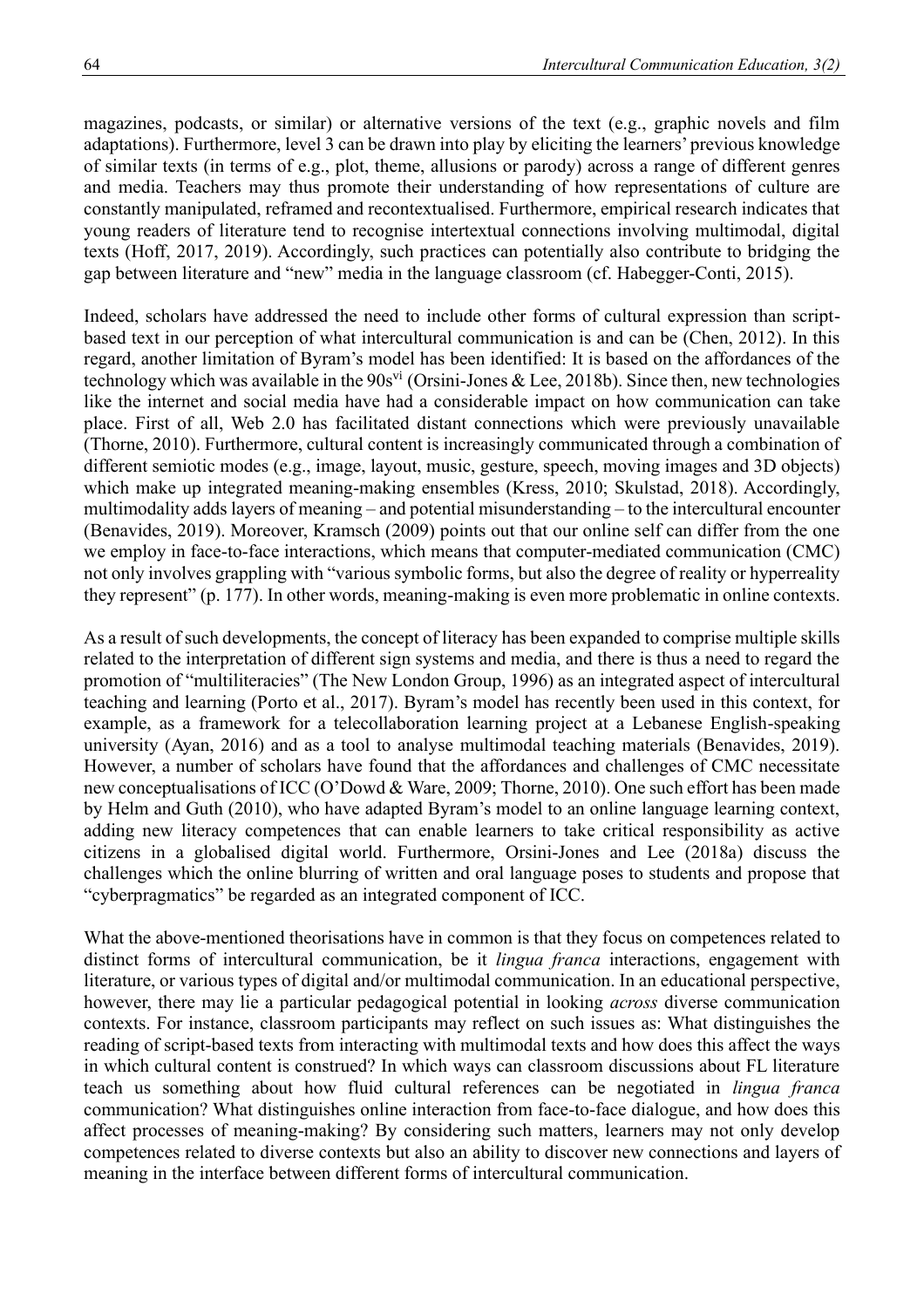magazines, podcasts, or similar) or alternative versions of the text (e.g., graphic novels and film adaptations). Furthermore, level 3 can be drawn into play by eliciting the learners' previous knowledge of similar texts (in terms of e.g., plot, theme, allusions or parody) across a range of different genres and media. Teachers may thus promote their understanding of how representations of culture are constantly manipulated, reframed and recontextualised. Furthermore, empirical research indicates that young readers of literature tend to recognise intertextual connections involving multimodal, digital texts (Hoff, 2017, 2019). Accordingly, such practices can potentially also contribute to bridging the gap between literature and "new" media in the language classroom (cf. Habegger-Conti, 2015).

Indeed, scholars have addressed the need to include other forms of cultural expression than script-based text in our perception of what intercultural communication is and can be (Chen, 2012). In this regard, another limitation of Byram's model has been identified: It is based on the affordances of the technology which was available in the 90s[vi] (Orsini-Jones & Lee, 2018b). Since then, new technologies like the internet and social media have had a considerable impact on how communication can take place. First of all, Web 2.0 has facilitated distant connections which were previously unavailable (Thorne, 2010). Furthermore, cultural content is increasingly communicated through a combination of different semiotic modes (e.g., image, layout, music, gesture, speech, moving images and 3D objects) which make up integrated meaning-making ensembles (Kress, 2010; Skulstad, 2018). Accordingly, multimodality adds layers of meaning – and potential misunderstanding – to the intercultural encounter (Benavides, 2019). Moreover, Kramsch (2009) points out that our online self can differ from the one we employ in face-to-face interactions, which means that computer-mediated communication (CMC) not only involves grappling with "various symbolic forms, but also the degree of reality or hyperreality they represent" (p. 177). In other words, meaning-making is even more problematic in online contexts.

As a result of such developments, the concept of literacy has been expanded to comprise multiple skills related to the interpretation of different sign systems and media, and there is thus a need to regard the promotion of "multiliteracies" (The New London Group, 1996) as an integrated aspect of intercultural teaching and learning (Porto et al., 2017). Byram's model has recently been used in this context, for example, as a framework for a telecollaboration learning project at a Lebanese English-speaking university (Ayan, 2016) and as a tool to analyse multimodal teaching materials (Benavides, 2019). However, a number of scholars have found that the affordances and challenges of CMC necessitate new conceptualisations of ICC (O'Dowd & Ware, 2009; Thorne, 2010). One such effort has been made by Helm and Guth (2010), who have adapted Byram's model to an online language learning context, adding new literacy competences that can enable learners to take critical responsibility as active citizens in a globalised digital world. Furthermore, Orsini-Jones and Lee (2018a) discuss the challenges which the online blurring of written and oral language poses to students and propose that "cyberpragmatics" be regarded as an integrated component of ICC.

What the above-mentioned theorisations have in common is that they focus on competences related to distinct forms of intercultural communication, be it *lingua franca* interactions, engagement with literature, or various types of digital and/or multimodal communication. In an educational perspective, however, there may lie a particular pedagogical potential in looking *across* diverse communication contexts. For instance, classroom participants may reflect on such issues as: What distinguishes the reading of script-based texts from interacting with multimodal texts and how does this affect the ways in which cultural content is construed? In which ways can classroom discussions about FL literature teach us something about how fluid cultural references can be negotiated in *lingua franca* communication? What distinguishes online interaction from face-to-face dialogue, and how does this affect processes of meaning-making? By considering such matters, learners may not only develop competences related to diverse contexts but also an ability to discover new connections and layers of meaning in the interface between different forms of intercultural communication.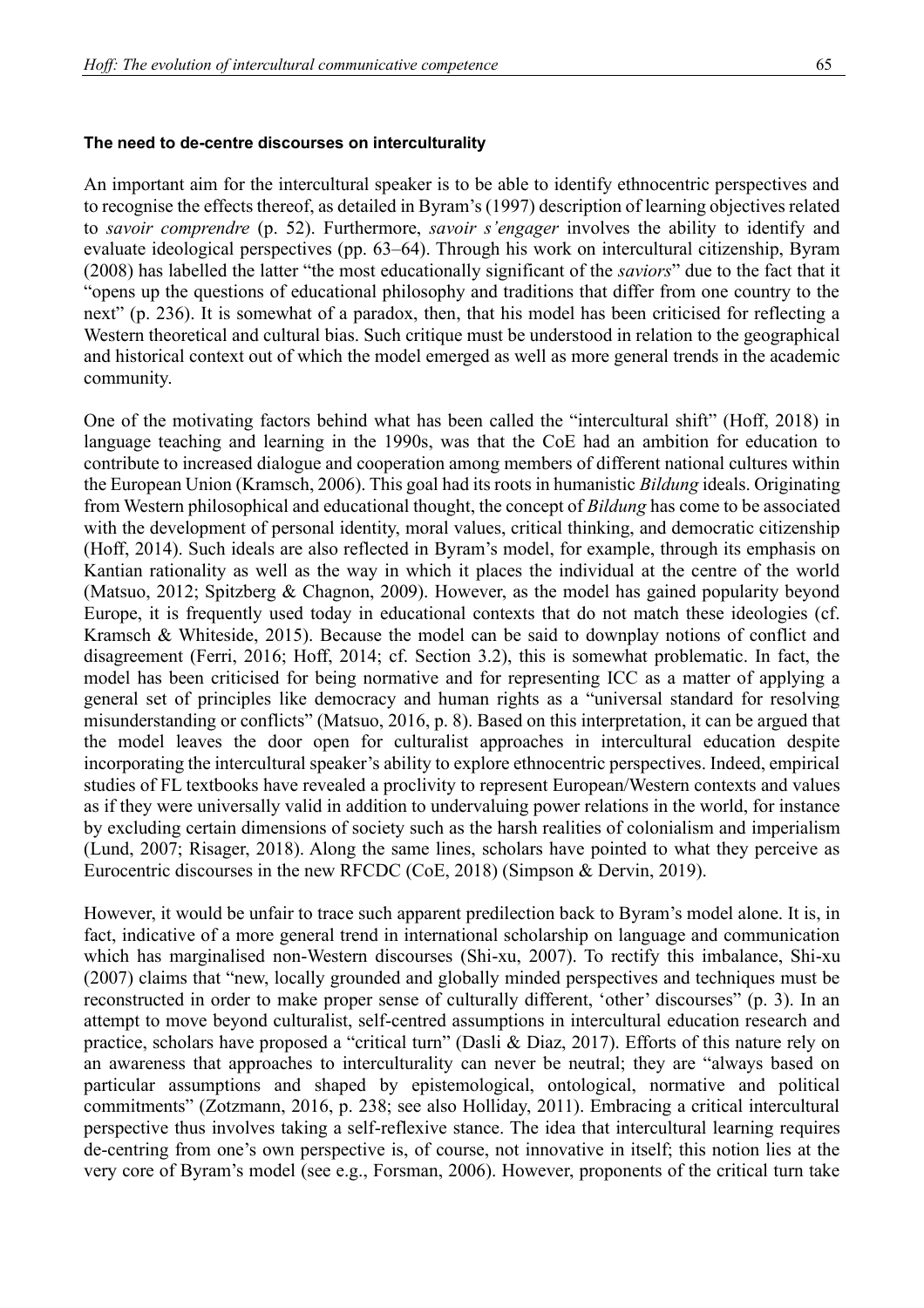#### The need to de-centre discourses on interculturality

An important aim for the intercultural speaker is to be able to identify ethnocentric perspectives and to recognise the effects thereof, as detailed in Byram's (1997) description of learning objectives related to *savoir comprendre* (p. 52). Furthermore, *savoir s'engager* involves the ability to identify and evaluate ideological perspectives (pp. 63–64). Through his work on intercultural citizenship, Byram (2008) has labelled the latter "the most educationally significant of the *saviors*" due to the fact that it "opens up the questions of educational philosophy and traditions that differ from one country to the next" (p. 236). It is somewhat of a paradox, then, that his model has been criticised for reflecting a Western theoretical and cultural bias. Such critique must be understood in relation to the geographical and historical context out of which the model emerged as well as more general trends in the academic community.

One of the motivating factors behind what has been called the "intercultural shift" (Hoff, 2018) in language teaching and learning in the 1990s, was that the CoE had an ambition for education to contribute to increased dialogue and cooperation among members of different national cultures within the European Union (Kramsch, 2006). This goal had its roots in humanistic *Bildung* ideals. Originating from Western philosophical and educational thought, the concept of *Bildung* has come to be associated with the development of personal identity, moral values, critical thinking, and democratic citizenship (Hoff, 2014). Such ideals are also reflected in Byram's model, for example, through its emphasis on Kantian rationality as well as the way in which it places the individual at the centre of the world (Matsuo, 2012; Spitzberg & Chagnon, 2009). However, as the model has gained popularity beyond Europe, it is frequently used today in educational contexts that do not match these ideologies (cf. Kramsch & Whiteside, 2015). Because the model can be said to downplay notions of conflict and disagreement (Ferri, 2016; Hoff, 2014; cf. Section 3.2), this is somewhat problematic. In fact, the model has been criticised for being normative and for representing ICC as a matter of applying a general set of principles like democracy and human rights as a "universal standard for resolving misunderstanding or conflicts" (Matsuo, 2016, p. 8). Based on this interpretation, it can be argued that the model leaves the door open for culturalist approaches in intercultural education despite incorporating the intercultural speaker's ability to explore ethnocentric perspectives. Indeed, empirical studies of FL textbooks have revealed a proclivity to represent European/Western contexts and values as if they were universally valid in addition to undervaluing power relations in the world, for instance by excluding certain dimensions of society such as the harsh realities of colonialism and imperialism (Lund, 2007; Risager, 2018). Along the same lines, scholars have pointed to what they perceive as Eurocentric discourses in the new RFCDC (CoE, 2018) (Simpson & Dervin, 2019).

However, it would be unfair to trace such apparent predilection back to Byram's model alone. It is, in fact, indicative of a more general trend in international scholarship on language and communication which has marginalised non-Western discourses (Shi-xu, 2007). To rectify this imbalance, Shi-xu (2007) claims that "new, locally grounded and globally minded perspectives and techniques must be reconstructed in order to make proper sense of culturally different, 'other' discourses" (p. 3). In an attempt to move beyond culturalist, self-centred assumptions in intercultural education research and practice, scholars have proposed a "critical turn" (Dasli & Diaz, 2017). Efforts of this nature rely on an awareness that approaches to interculturality can never be neutral; they are "always based on particular assumptions and shaped by epistemological, ontological, normative and political commitments" (Zotzmann, 2016, p. 238; see also Holliday, 2011). Embracing a critical intercultural perspective thus involves taking a self-reflexive stance. The idea that intercultural learning requires de-centring from one's own perspective is, of course, not innovative in itself; this notion lies at the very core of Byram's model (see e.g., Forsman, 2006). However, proponents of the critical turn take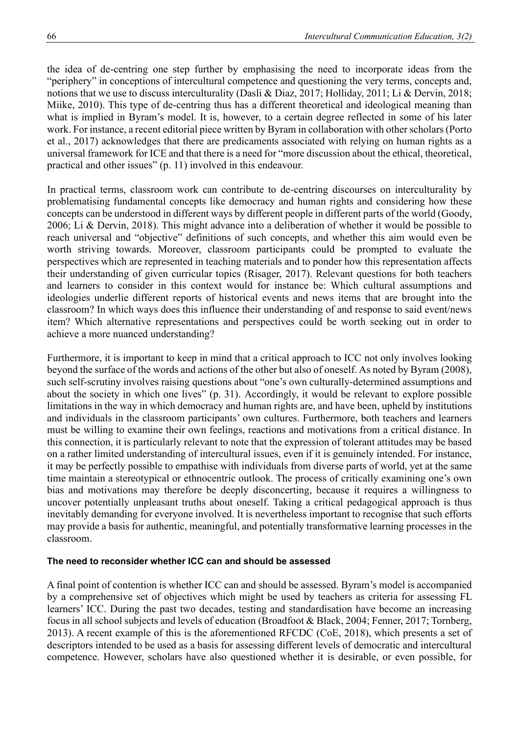the idea of de-centring one step further by emphasising the need to incorporate ideas from the "periphery" in conceptions of intercultural competence and questioning the very terms, concepts and, notions that we use to discuss interculturality (Dasli & Diaz, 2017; Holliday, 2011; Li & Dervin, 2018; Miike, 2010). This type of de-centring thus has a different theoretical and ideological meaning than what is implied in Byram's model. It is, however, to a certain degree reflected in some of his later work. For instance, a recent editorial piece written by Byram in collaboration with other scholars (Porto et al., 2017) acknowledges that there are predicaments associated with relying on human rights as a universal framework for ICE and that there is a need for "more discussion about the ethical, theoretical, practical and other issues" (p. 11) involved in this endeavour.

In practical terms, classroom work can contribute to de-centring discourses on interculturality by problematising fundamental concepts like democracy and human rights and considering how these concepts can be understood in different ways by different people in different parts of the world (Goody, 2006; Li & Dervin, 2018). This might advance into a deliberation of whether it would be possible to reach universal and "objective" definitions of such concepts, and whether this aim would even be worth striving towards. Moreover, classroom participants could be prompted to evaluate the perspectives which are represented in teaching materials and to ponder how this representation affects their understanding of given curricular topics (Risager, 2017). Relevant questions for both teachers and learners to consider in this context would for instance be: Which cultural assumptions and ideologies underlie different reports of historical events and news items that are brought into the classroom? In which ways does this influence their understanding of and response to said event/news item? Which alternative representations and perspectives could be worth seeking out in order to achieve a more nuanced understanding?

Furthermore, it is important to keep in mind that a critical approach to ICC not only involves looking beyond the surface of the words and actions of the other but also of oneself. As noted by Byram (2008), such self-scrutiny involves raising questions about "one's own culturally-determined assumptions and about the society in which one lives" (p. 31). Accordingly, it would be relevant to explore possible limitations in the way in which democracy and human rights are, and have been, upheld by institutions and individuals in the classroom participants' own cultures. Furthermore, both teachers and learners must be willing to examine their own feelings, reactions and motivations from a critical distance. In this connection, it is particularly relevant to note that the expression of tolerant attitudes may be based on a rather limited understanding of intercultural issues, even if it is genuinely intended. For instance, it may be perfectly possible to empathise with individuals from diverse parts of world, yet at the same time maintain a stereotypical or ethnocentric outlook. The process of critically examining one's own bias and motivations may therefore be deeply disconcerting, because it requires a willingness to uncover potentially unpleasant truths about oneself. Taking a critical pedagogical approach is thus inevitably demanding for everyone involved. It is nevertheless important to recognise that such efforts may provide a basis for authentic, meaningful, and potentially transformative learning processes in the classroom.

### The need to reconsider whether ICC can and should be assessed

A final point of contention is whether ICC can and should be assessed. Byram's model is accompanied by a comprehensive set of objectives which might be used by teachers as criteria for assessing FL learners' ICC. During the past two decades, testing and standardisation have become an increasing focus in all school subjects and levels of education (Broadfoot & Black, 2004; Fenner, 2017; Tornberg, 2013). A recent example of this is the aforementioned RFCDC (CoE, 2018), which presents a set of descriptors intended to be used as a basis for assessing different levels of democratic and intercultural competence. However, scholars have also questioned whether it is desirable, or even possible, for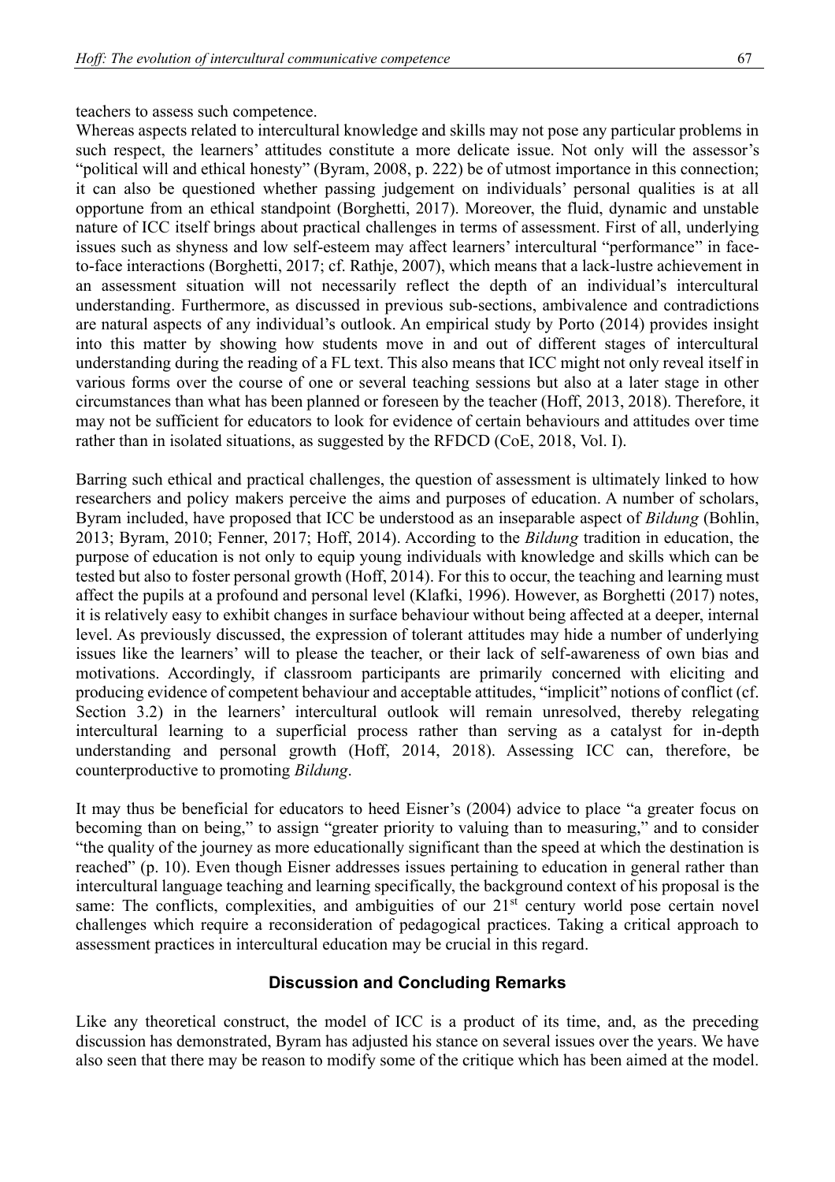teachers to assess such competence.

Whereas aspects related to intercultural knowledge and skills may not pose any particular problems in such respect, the learners' attitudes constitute a more delicate issue. Not only will the assessor's "political will and ethical honesty" (Byram, 2008, p. 222) be of utmost importance in this connection; it can also be questioned whether passing judgement on individuals' personal qualities is at all opportune from an ethical standpoint (Borghetti, 2017). Moreover, the fluid, dynamic and unstable nature of ICC itself brings about practical challenges in terms of assessment. First of all, underlying issues such as shyness and low self-esteem may affect learners' intercultural "performance" in face-to-face interactions (Borghetti, 2017; cf. Rathje, 2007), which means that a lack-lustre achievement in an assessment situation will not necessarily reflect the depth of an individual's intercultural understanding. Furthermore, as discussed in previous sub-sections, ambivalence and contradictions are natural aspects of any individual's outlook. An empirical study by Porto (2014) provides insight into this matter by showing how students move in and out of different stages of intercultural understanding during the reading of a FL text. This also means that ICC might not only reveal itself in various forms over the course of one or several teaching sessions but also at a later stage in other circumstances than what has been planned or foreseen by the teacher (Hoff, 2013, 2018). Therefore, it may not be sufficient for educators to look for evidence of certain behaviours and attitudes over time rather than in isolated situations, as suggested by the RFDCD (CoE, 2018, Vol. I).

Barring such ethical and practical challenges, the question of assessment is ultimately linked to how researchers and policy makers perceive the aims and purposes of education. A number of scholars, Byram included, have proposed that ICC be understood as an inseparable aspect of *Bildung* (Bohlin, 2013; Byram, 2010; Fenner, 2017; Hoff, 2014). According to the *Bildung* tradition in education, the purpose of education is not only to equip young individuals with knowledge and skills which can be tested but also to foster personal growth (Hoff, 2014). For this to occur, the teaching and learning must affect the pupils at a profound and personal level (Klafki, 1996). However, as Borghetti (2017) notes, it is relatively easy to exhibit changes in surface behaviour without being affected at a deeper, internal level. As previously discussed, the expression of tolerant attitudes may hide a number of underlying issues like the learners' will to please the teacher, or their lack of self-awareness of own bias and motivations. Accordingly, if classroom participants are primarily concerned with eliciting and producing evidence of competent behaviour and acceptable attitudes, "implicit" notions of conflict (cf. Section 3.2) in the learners' intercultural outlook will remain unresolved, thereby relegating intercultural learning to a superficial process rather than serving as a catalyst for in-depth understanding and personal growth (Hoff, 2014, 2018). Assessing ICC can, therefore, be counterproductive to promoting *Bildung*.

It may thus be beneficial for educators to heed Eisner's (2004) advice to place "a greater focus on becoming than on being," to assign "greater priority to valuing than to measuring," and to consider "the quality of the journey as more educationally significant than the speed at which the destination is reached" (p. 10). Even though Eisner addresses issues pertaining to education in general rather than intercultural language teaching and learning specifically, the background context of his proposal is the same: The conflicts, complexities, and ambiguities of our 21st century world pose certain novel challenges which require a reconsideration of pedagogical practices. Taking a critical approach to assessment practices in intercultural education may be crucial in this regard.

## Discussion and Concluding Remarks

Like any theoretical construct, the model of ICC is a product of its time, and, as the preceding discussion has demonstrated, Byram has adjusted his stance on several issues over the years. We have also seen that there may be reason to modify some of the critique which has been aimed at the model.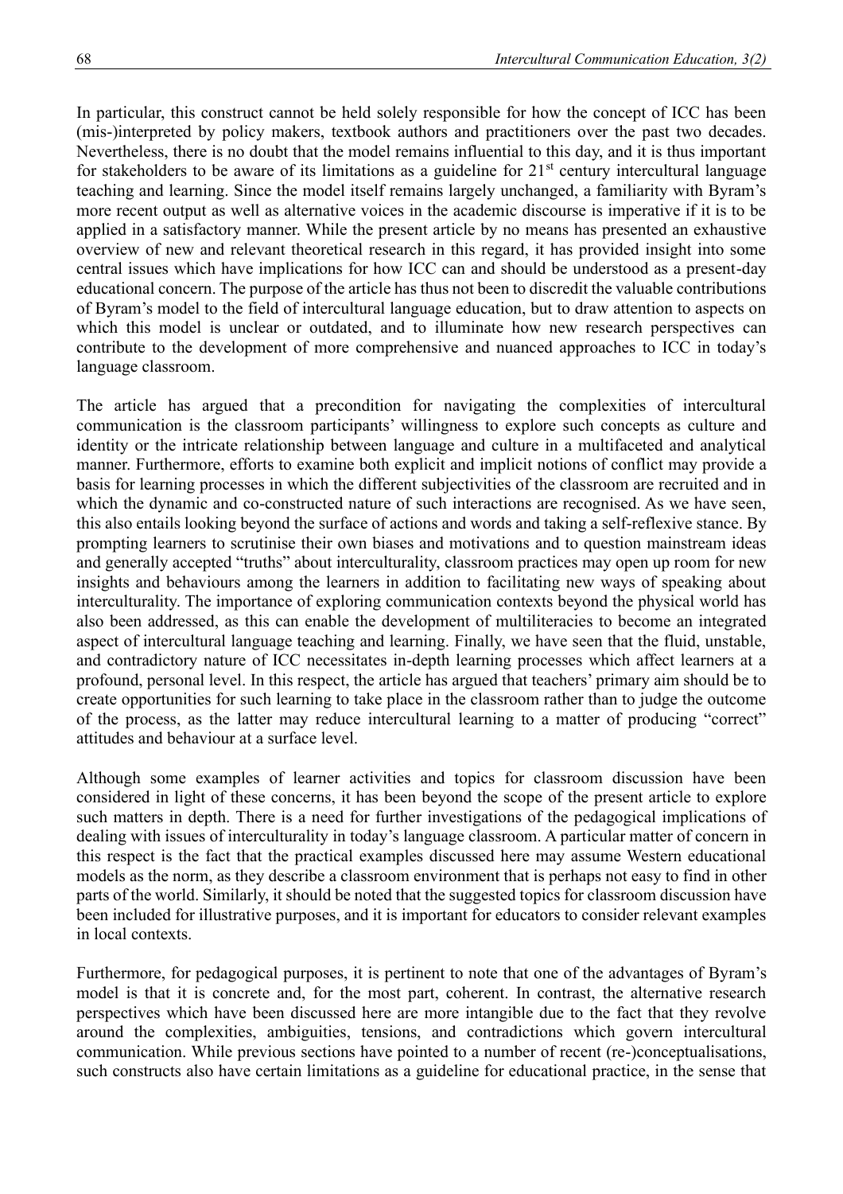In particular, this construct cannot be held solely responsible for how the concept of ICC has been (mis-)interpreted by policy makers, textbook authors and practitioners over the past two decades. Nevertheless, there is no doubt that the model remains influential to this day, and it is thus important for stakeholders to be aware of its limitations as a guideline for 21st century intercultural language teaching and learning. Since the model itself remains largely unchanged, a familiarity with Byram's more recent output as well as alternative voices in the academic discourse is imperative if it is to be applied in a satisfactory manner. While the present article by no means has presented an exhaustive overview of new and relevant theoretical research in this regard, it has provided insight into some central issues which have implications for how ICC can and should be understood as a present-day educational concern. The purpose of the article has thus not been to discredit the valuable contributions of Byram's model to the field of intercultural language education, but to draw attention to aspects on which this model is unclear or outdated, and to illuminate how new research perspectives can contribute to the development of more comprehensive and nuanced approaches to ICC in today's language classroom.

The article has argued that a precondition for navigating the complexities of intercultural communication is the classroom participants' willingness to explore such concepts as culture and identity or the intricate relationship between language and culture in a multifaceted and analytical manner. Furthermore, efforts to examine both explicit and implicit notions of conflict may provide a basis for learning processes in which the different subjectivities of the classroom are recruited and in which the dynamic and co-constructed nature of such interactions are recognised. As we have seen, this also entails looking beyond the surface of actions and words and taking a self-reflexive stance. By prompting learners to scrutinise their own biases and motivations and to question mainstream ideas and generally accepted "truths" about interculturality, classroom practices may open up room for new insights and behaviours among the learners in addition to facilitating new ways of speaking about interculturality. The importance of exploring communication contexts beyond the physical world has also been addressed, as this can enable the development of multiliteracies to become an integrated aspect of intercultural language teaching and learning. Finally, we have seen that the fluid, unstable, and contradictory nature of ICC necessitates in-depth learning processes which affect learners at a profound, personal level. In this respect, the article has argued that teachers' primary aim should be to create opportunities for such learning to take place in the classroom rather than to judge the outcome of the process, as the latter may reduce intercultural learning to a matter of producing "correct" attitudes and behaviour at a surface level.

Although some examples of learner activities and topics for classroom discussion have been considered in light of these concerns, it has been beyond the scope of the present article to explore such matters in depth. There is a need for further investigations of the pedagogical implications of dealing with issues of interculturality in today's language classroom. A particular matter of concern in this respect is the fact that the practical examples discussed here may assume Western educational models as the norm, as they describe a classroom environment that is perhaps not easy to find in other parts of the world. Similarly, it should be noted that the suggested topics for classroom discussion have been included for illustrative purposes, and it is important for educators to consider relevant examples in local contexts.

Furthermore, for pedagogical purposes, it is pertinent to note that one of the advantages of Byram's model is that it is concrete and, for the most part, coherent. In contrast, the alternative research perspectives which have been discussed here are more intangible due to the fact that they revolve around the complexities, ambiguities, tensions, and contradictions which govern intercultural communication. While previous sections have pointed to a number of recent (re-)conceptualisations, such constructs also have certain limitations as a guideline for educational practice, in the sense that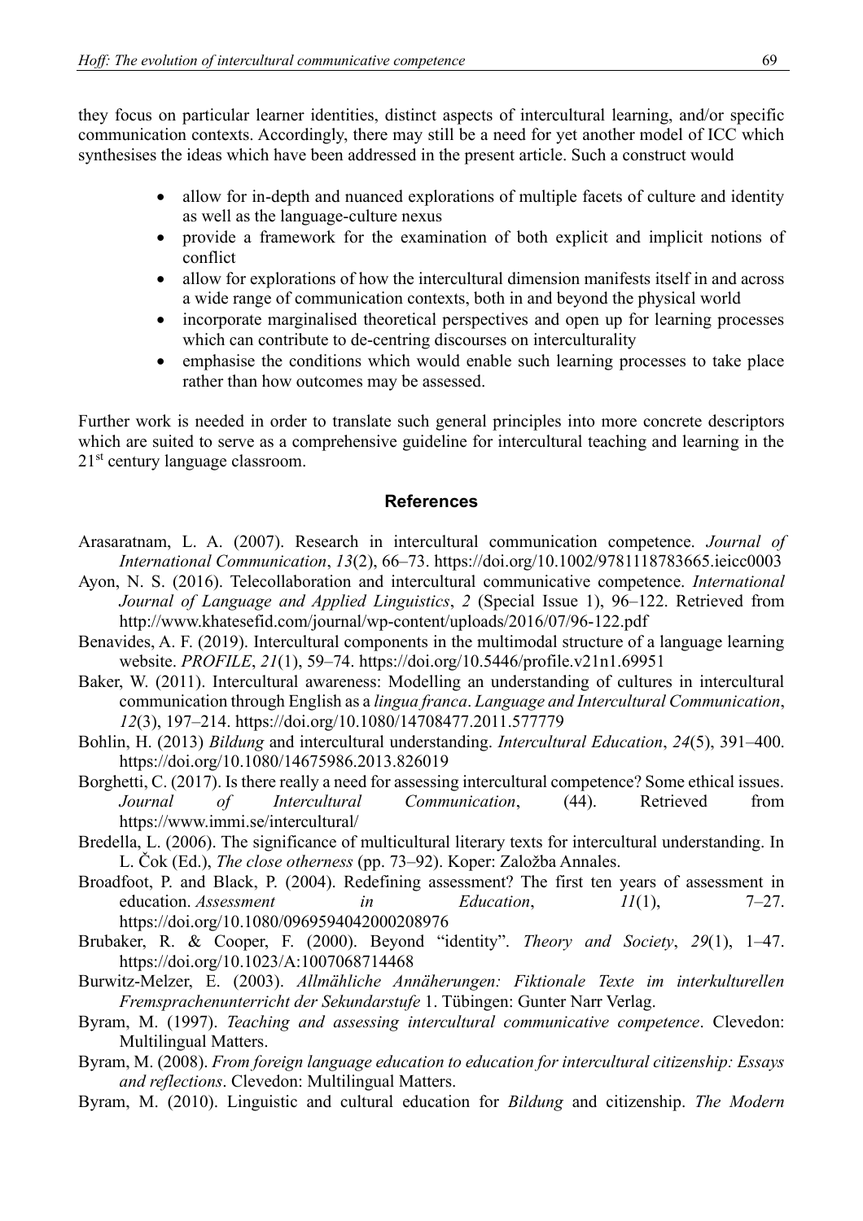they focus on particular learner identities, distinct aspects of intercultural learning, and/or specific communication contexts. Accordingly, there may still be a need for yet another model of ICC which synthesises the ideas which have been addressed in the present article. Such a construct would

- allow for in-depth and nuanced explorations of multiple facets of culture and identity as well as the language-culture nexus
- provide a framework for the examination of both explicit and implicit notions of conflict
- allow for explorations of how the intercultural dimension manifests itself in and across a wide range of communication contexts, both in and beyond the physical world
- incorporate marginalised theoretical perspectives and open up for learning processes which can contribute to de-centring discourses on interculturality
- emphasise the conditions which would enable such learning processes to take place rather than how outcomes may be assessed.

Further work is needed in order to translate such general principles into more concrete descriptors which are suited to serve as a comprehensive guideline for intercultural teaching and learning in the 21st century language classroom.

## References

Arasaratnam, L. A. (2007). Research in intercultural communication competence. *Journal of International Communication*, *13*(2), 66–73. https://doi.org/10.1002/9781118783665.ieicc0003

Ayon, N. S. (2016). Telecollaboration and intercultural communicative competence. *International Journal of Language and Applied Linguistics*, *2* (Special Issue 1), 96–122. Retrieved from http://www.khatesefid.com/journal/wp-content/uploads/2016/07/96-122.pdf

Benavides, A. F. (2019). Intercultural components in the multimodal structure of a language learning website. *PROFILE*, *21*(1), 59–74. https://doi.org/10.5446/profile.v21n1.69951

Baker, W. (2011). Intercultural awareness: Modelling an understanding of cultures in intercultural communication through English as a *lingua franca*. *Language and Intercultural Communication*, *12*(3), 197–214. https://doi.org/10.1080/14708477.2011.577779

Bohlin, H. (2013) *Bildung* and intercultural understanding. *Intercultural Education*, *24*(5), 391–400. https://doi.org/10.1080/14675986.2013.826019

Borghetti, C. (2017). Is there really a need for assessing intercultural competence? Some ethical issues. *Journal of Intercultural Communication*, (44). Retrieved from https://www.immi.se/intercultural/

Bredella, L. (2006). The significance of multicultural literary texts for intercultural understanding. In L. Čok (Ed.), *The close otherness* (pp. 73–92). Koper: Založba Annales.

Broadfoot, P. and Black, P. (2004). Redefining assessment? The first ten years of assessment in education. *Assessment in Education*, *11*(1), 7–27. https://doi.org/10.1080/0969594042000208976

Brubaker, R. & Cooper, F. (2000). Beyond "identity". *Theory and Society*, *29*(1), 1–47. https://doi.org/10.1023/A:1007068714468

Burwitz-Melzer, E. (2003). *Allmähliche Annäherungen: Fiktionale Texte im interkulturellen Fremsprachenunterricht der Sekundarstufe* 1. Tübingen: Gunter Narr Verlag.

Byram, M. (1997). *Teaching and assessing intercultural communicative competence*. Clevedon: Multilingual Matters.

Byram, M. (2008). *From foreign language education to education for intercultural citizenship: Essays and reflections*. Clevedon: Multilingual Matters.

Byram, M. (2010). Linguistic and cultural education for *Bildung* and citizenship. *The Modern*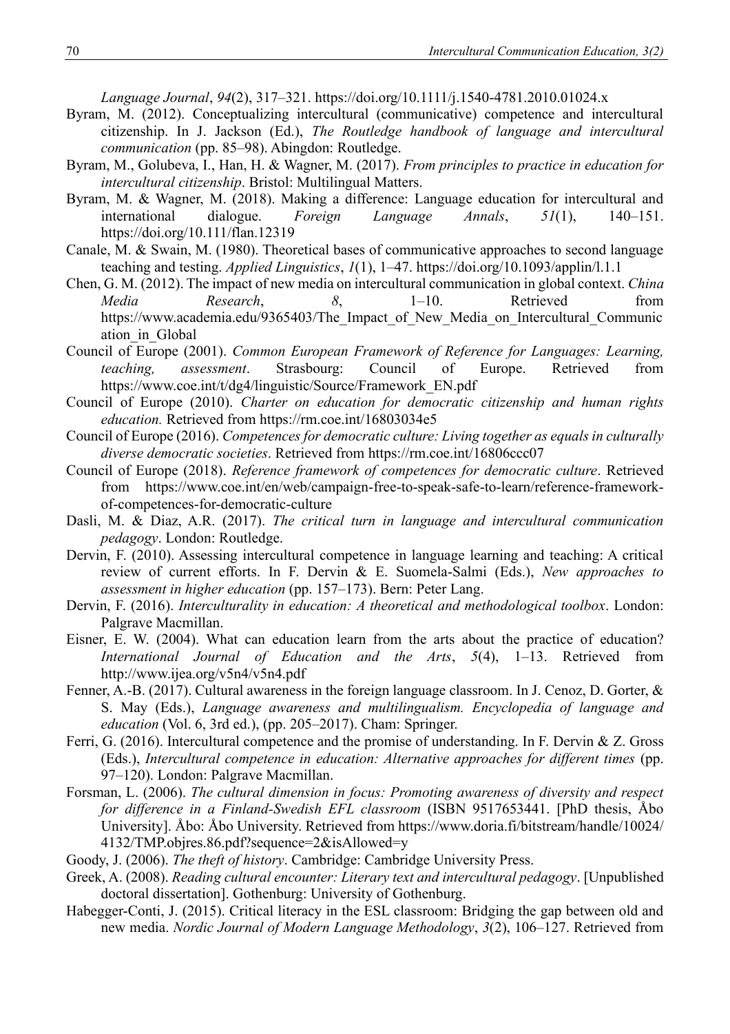*Language Journal*, *94*(2), 317–321. https://doi.org/10.1111/j.1540-4781.2010.01024.x

Byram, M. (2012). Conceptualizing intercultural (communicative) competence and intercultural citizenship. In J. Jackson (Ed.), *The Routledge handbook of language and intercultural communication* (pp. 85–98). Abingdon: Routledge.

Byram, M., Golubeva, I., Han, H. & Wagner, M. (2017). *From principles to practice in education for intercultural citizenship*. Bristol: Multilingual Matters.

Byram, M. & Wagner, M. (2018). Making a difference: Language education for intercultural and international dialogue. *Foreign Language Annals*, *51*(1), 140–151. https://doi.org/10.111/flan.12319

Canale, M. & Swain, M. (1980). Theoretical bases of communicative approaches to second language teaching and testing. *Applied Linguistics*, *1*(1), 1–47. https://doi.org/10.1093/applin/l.1.1

Chen, G. M. (2012). The impact of new media on intercultural communication in global context. *China Media Research*, *8*, 1–10. Retrieved from https://www.academia.edu/9365403/The_Impact_of_New_Media_on_Intercultural_Communication_in_Global

Council of Europe (2001). *Common European Framework of Reference for Languages: Learning, teaching, assessment*. Strasbourg: Council of Europe. Retrieved from https://www.coe.int/t/dg4/linguistic/Source/Framework_EN.pdf

Council of Europe (2010). *Charter on education for democratic citizenship and human rights education.* Retrieved from https://rm.coe.int/16803034e5

Council of Europe (2016). *Competences for democratic culture: Living together as equals in culturally diverse democratic societies*. Retrieved from https://rm.coe.int/16806ccc07

Council of Europe (2018). *Reference framework of competences for democratic culture*. Retrieved from https://www.coe.int/en/web/campaign-free-to-speak-safe-to-learn/reference-framework-of-competences-for-democratic-culture

Dasli, M. & Diaz, A.R. (2017). *The critical turn in language and intercultural communication pedagogy*. London: Routledge.

Dervin, F. (2010). Assessing intercultural competence in language learning and teaching: A critical review of current efforts. In F. Dervin & E. Suomela-Salmi (Eds.), *New approaches to assessment in higher education* (pp. 157–173). Bern: Peter Lang.

Dervin, F. (2016). *Interculturality in education: A theoretical and methodological toolbox*. London: Palgrave Macmillan.

Eisner, E. W. (2004). What can education learn from the arts about the practice of education? *International Journal of Education and the Arts*, *5*(4), 1–13. Retrieved from http://www.ijea.org/v5n4/v5n4.pdf

Fenner, A.-B. (2017). Cultural awareness in the foreign language classroom. In J. Cenoz, D. Gorter, & S. May (Eds.), *Language awareness and multilingualism. Encyclopedia of language and education* (Vol. 6, 3rd ed.), (pp. 205–2017). Cham: Springer.

Ferri, G. (2016). Intercultural competence and the promise of understanding. In F. Dervin & Z. Gross (Eds.), *Intercultural competence in education: Alternative approaches for different times* (pp. 97–120). London: Palgrave Macmillan.

Forsman, L. (2006). *The cultural dimension in focus: Promoting awareness of diversity and respect for difference in a Finland-Swedish EFL classroom* (ISBN 9517653441. [PhD thesis, Åbo University]. Åbo: Åbo University. Retrieved from https://www.doria.fi/bitstream/handle/10024/4132/TMP.objres.86.pdf?sequence=2&isAllowed=y

Goody, J. (2006). *The theft of history*. Cambridge: Cambridge University Press.

Greek, A. (2008). *Reading cultural encounter: Literary text and intercultural pedagogy*. [Unpublished doctoral dissertation]. Gothenburg: University of Gothenburg.

Habegger-Conti, J. (2015). Critical literacy in the ESL classroom: Bridging the gap between old and new media. *Nordic Journal of Modern Language Methodology*, *3*(2), 106–127. Retrieved from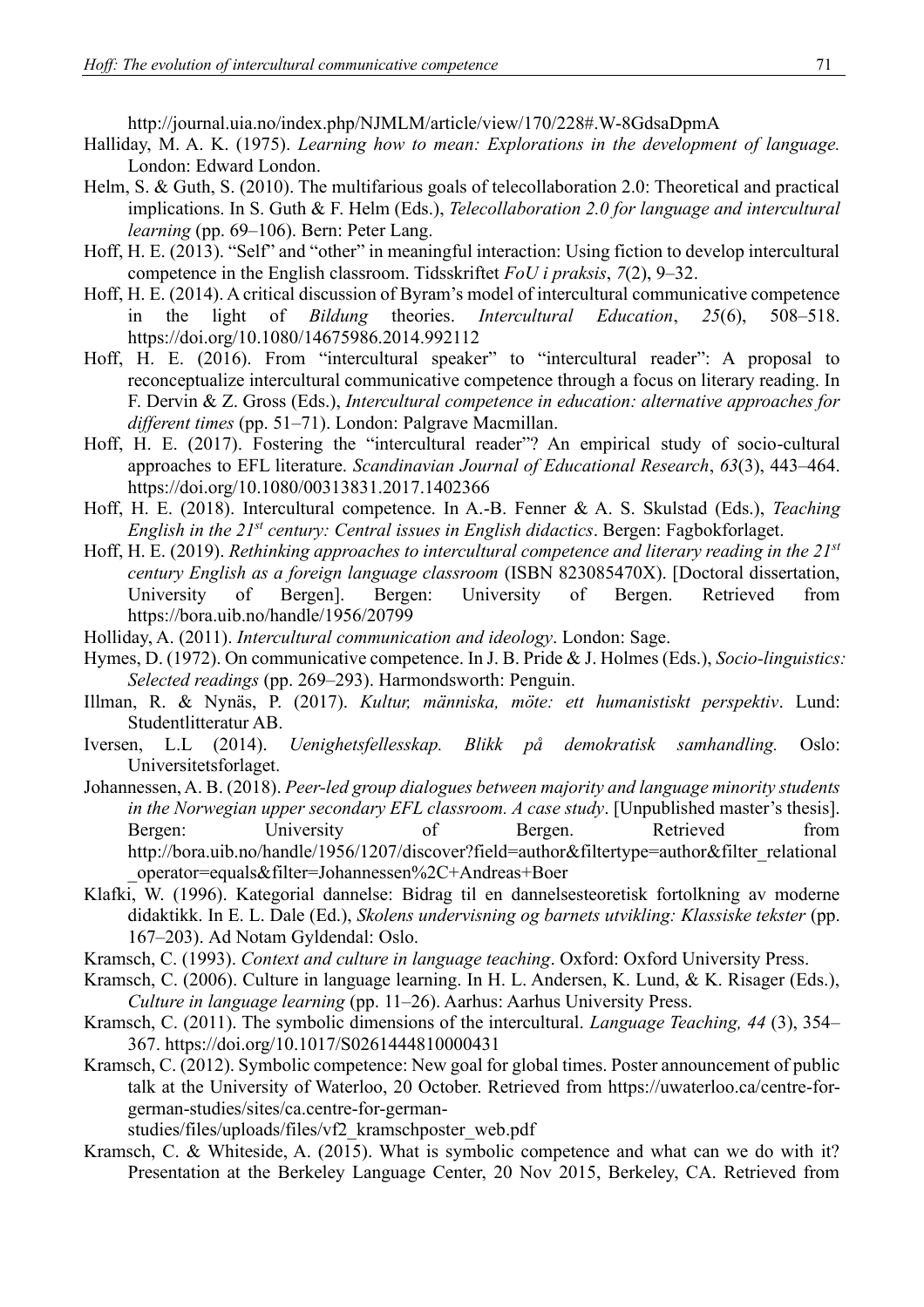http://journal.uia.no/index.php/NJMLM/article/view/170/228#.W-8GdsaDpmA

Halliday, M. A. K. (1975). *Learning how to mean: Explorations in the development of language.* London: Edward London.

Helm, S. & Guth, S. (2010). The multifarious goals of telecollaboration 2.0: Theoretical and practical implications. In S. Guth & F. Helm (Eds.), *Telecollaboration 2.0 for language and intercultural learning* (pp. 69–106). Bern: Peter Lang.

Hoff, H. E. (2013). "Self" and "other" in meaningful interaction: Using fiction to develop intercultural competence in the English classroom. Tidsskriftet *FoU i praksis*, *7*(2), 9–32.

Hoff, H. E. (2014). A critical discussion of Byram's model of intercultural communicative competence in the light of *Bildung* theories. *Intercultural Education*, *25*(6), 508–518. https://doi.org/10.1080/14675986.2014.992112

Hoff, H. E. (2016). From "intercultural speaker" to "intercultural reader": A proposal to reconceptualize intercultural communicative competence through a focus on literary reading. In F. Dervin & Z. Gross (Eds.), *Intercultural competence in education: alternative approaches for different times* (pp. 51–71). London: Palgrave Macmillan.

Hoff, H. E. (2017). Fostering the "intercultural reader"? An empirical study of socio-cultural approaches to EFL literature. *Scandinavian Journal of Educational Research*, *63*(3), 443–464. https://doi.org/10.1080/00313831.2017.1402366

Hoff, H. E. (2018). Intercultural competence. In A.-B. Fenner & A. S. Skulstad (Eds.), *Teaching English in the 21st century: Central issues in English didactics*. Bergen: Fagbokforlaget.

Hoff, H. E. (2019). *Rethinking approaches to intercultural competence and literary reading in the 21st century English as a foreign language classroom* (ISBN 823085470X). [Doctoral dissertation, University of Bergen]. Bergen: University of Bergen. Retrieved from https://bora.uib.no/handle/1956/20799

Holliday, A. (2011). *Intercultural communication and ideology*. London: Sage.

Hymes, D. (1972). On communicative competence. In J. B. Pride & J. Holmes (Eds.), *Socio-linguistics: Selected readings* (pp. 269–293). Harmondsworth: Penguin.

Illman, R. & Nynäs, P. (2017). *Kultur, människa, möte: ett humanistiskt perspektiv*. Lund: Studentlitteratur AB.

Iversen, L.L (2014). *Uenighetsfellesskap. Blikk på demokratisk samhandling.* Oslo: Universitetsforlaget.

Johannessen, A. B. (2018). *Peer-led group dialogues between majority and language minority students in the Norwegian upper secondary EFL classroom. A case study*. [Unpublished master's thesis]. Bergen: University of Bergen. Retrieved from http://bora.uib.no/handle/1956/1207/discover?field=author&filtertype=author&filter_relational_operator=equals&filter=Johannessen%2C+Andreas+Boer

Klafki, W. (1996). Kategorial dannelse: Bidrag til en dannelsesteoretisk fortolkning av moderne didaktikk. In E. L. Dale (Ed.), *Skolens undervisning og barnets utvikling: Klassiske tekster* (pp. 167–203). Ad Notam Gyldendal: Oslo.

Kramsch, C. (1993). *Context and culture in language teaching*. Oxford: Oxford University Press.

Kramsch, C. (2006). Culture in language learning. In H. L. Andersen, K. Lund, & K. Risager (Eds.), *Culture in language learning* (pp. 11–26). Aarhus: Aarhus University Press.

Kramsch, C. (2011). The symbolic dimensions of the intercultural. *Language Teaching, 44* (3), 354–367. https://doi.org/10.1017/S0261444810000431

Kramsch, C. (2012). Symbolic competence: New goal for global times. Poster announcement of public talk at the University of Waterloo, 20 October. Retrieved from https://uwaterloo.ca/centre-for-german-studies/sites/ca.centre-for-german-studies/files/uploads/files/vf2_kramschposter_web.pdf

Kramsch, C. & Whiteside, A. (2015). What is symbolic competence and what can we do with it? Presentation at the Berkeley Language Center, 20 Nov 2015, Berkeley, CA. Retrieved from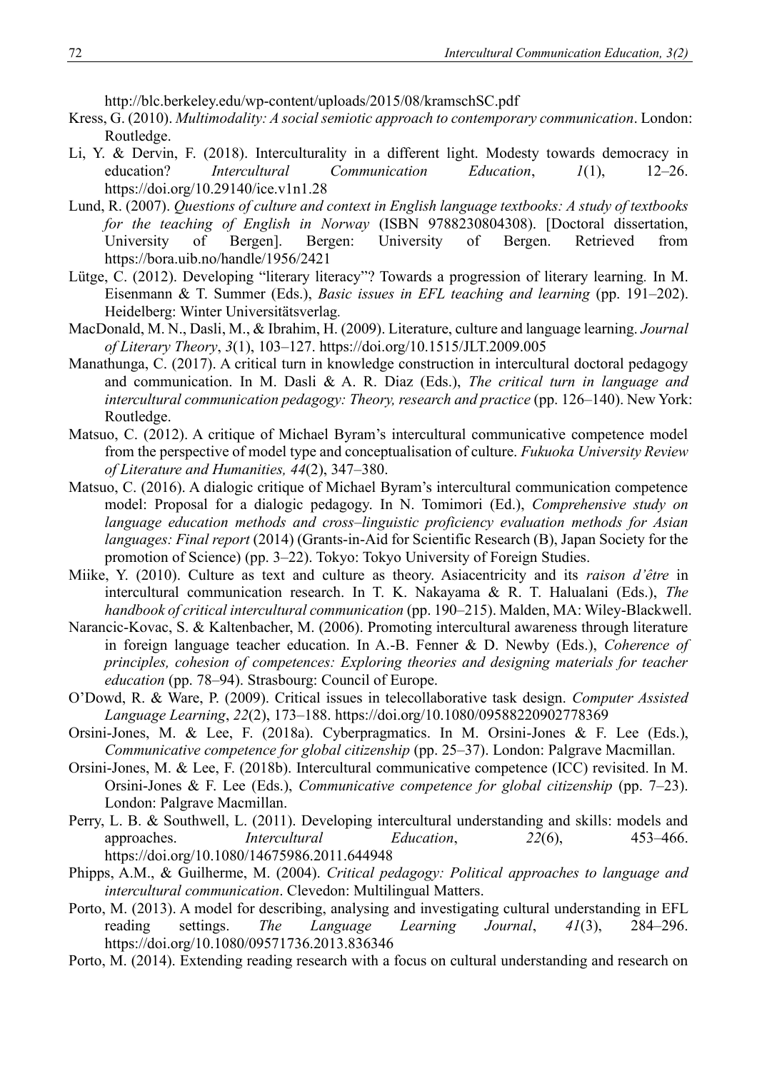http://blc.berkeley.edu/wp-content/uploads/2015/08/kramschSC.pdf

Kress, G. (2010). *Multimodality: A social semiotic approach to contemporary communication*. London: Routledge.

Li, Y. & Dervin, F. (2018). Interculturality in a different light. Modesty towards democracy in education? *Intercultural Communication Education*, *1*(1), 12–26. https://doi.org/10.29140/ice.v1n1.28

Lund, R. (2007). *Questions of culture and context in English language textbooks: A study of textbooks for the teaching of English in Norway* (ISBN 9788230804308). [Doctoral dissertation, University of Bergen]. Bergen: University of Bergen. Retrieved from https://bora.uib.no/handle/1956/2421

Lütge, C. (2012). Developing "literary literacy"? Towards a progression of literary learning. In M. Eisenmann & T. Summer (Eds.), *Basic issues in EFL teaching and learning* (pp. 191–202). Heidelberg: Winter Universitätsverlag.

MacDonald, M. N., Dasli, M., & Ibrahim, H. (2009). Literature, culture and language learning. *Journal of Literary Theory*, *3*(1), 103–127. https://doi.org/10.1515/JLT.2009.005

Manathunga, C. (2017). A critical turn in knowledge construction in intercultural doctoral pedagogy and communication. In M. Dasli & A. R. Diaz (Eds.), *The critical turn in language and intercultural communication pedagogy: Theory, research and practice* (pp. 126–140). New York: Routledge.

Matsuo, C. (2012). A critique of Michael Byram's intercultural communicative competence model from the perspective of model type and conceptualisation of culture. *Fukuoka University Review of Literature and Humanities, 44*(2), 347–380.

Matsuo, C. (2016). A dialogic critique of Michael Byram's intercultural communication competence model: Proposal for a dialogic pedagogy. In N. Tomimori (Ed.), *Comprehensive study on language education methods and cross–linguistic proficiency evaluation methods for Asian languages: Final report* (2014) (Grants-in-Aid for Scientific Research (B), Japan Society for the promotion of Science) (pp. 3–22). Tokyo: Tokyo University of Foreign Studies.

Miike, Y. (2010). Culture as text and culture as theory. Asiacentricity and its *raison d'être* in intercultural communication research. In T. K. Nakayama & R. T. Halualani (Eds.), *The handbook of critical intercultural communication* (pp. 190–215). Malden, MA: Wiley-Blackwell.

Narancic-Kovac, S. & Kaltenbacher, M. (2006). Promoting intercultural awareness through literature in foreign language teacher education. In A.-B. Fenner & D. Newby (Eds.), *Coherence of principles, cohesion of competences: Exploring theories and designing materials for teacher education* (pp. 78–94). Strasbourg: Council of Europe.

O'Dowd, R. & Ware, P. (2009). Critical issues in telecollaborative task design. *Computer Assisted Language Learning*, *22*(2), 173–188. https://doi.org/10.1080/09588220902778369

Orsini-Jones, M. & Lee, F. (2018a). Cyberpragmatics. In M. Orsini-Jones & F. Lee (Eds.), *Communicative competence for global citizenship* (pp. 25–37). London: Palgrave Macmillan.

Orsini-Jones, M. & Lee, F. (2018b). Intercultural communicative competence (ICC) revisited. In M. Orsini-Jones & F. Lee (Eds.), *Communicative competence for global citizenship* (pp. 7–23). London: Palgrave Macmillan.

Perry, L. B. & Southwell, L. (2011). Developing intercultural understanding and skills: models and approaches. *Intercultural Education*, *22*(6), 453–466. https://doi.org/10.1080/14675986.2011.644948

Phipps, A.M., & Guilherme, M. (2004). *Critical pedagogy: Political approaches to language and intercultural communication*. Clevedon: Multilingual Matters.

Porto, M. (2013). A model for describing, analysing and investigating cultural understanding in EFL reading settings. *The Language Learning Journal*, *41*(3), 284–296. https://doi.org/10.1080/09571736.2013.836346

Porto, M. (2014). Extending reading research with a focus on cultural understanding and research on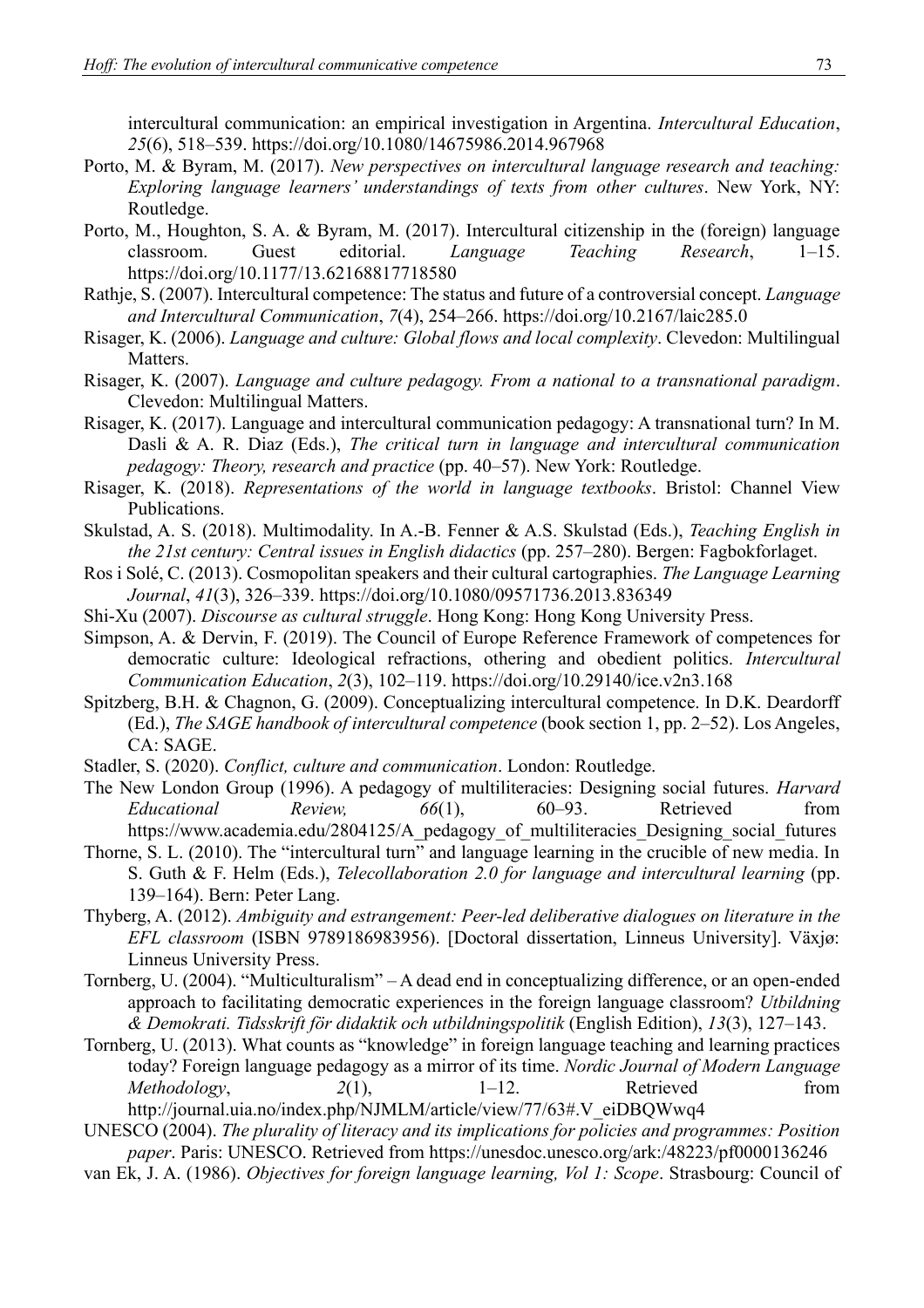intercultural communication: an empirical investigation in Argentina. *Intercultural Education*, *25*(6), 518–539. https://doi.org/10.1080/14675986.2014.967968

Porto, M. & Byram, M. (2017). *New perspectives on intercultural language research and teaching: Exploring language learners' understandings of texts from other cultures*. New York, NY: Routledge.

Porto, M., Houghton, S. A. & Byram, M. (2017). Intercultural citizenship in the (foreign) language classroom. Guest editorial. *Language Teaching Research*, 1–15. https://doi.org/10.1177/13.62168817718580

Rathje, S. (2007). Intercultural competence: The status and future of a controversial concept. *Language and Intercultural Communication*, *7*(4), 254–266. https://doi.org/10.2167/laic285.0

Risager, K. (2006). *Language and culture: Global flows and local complexity*. Clevedon: Multilingual Matters.

Risager, K. (2007). *Language and culture pedagogy. From a national to a transnational paradigm*. Clevedon: Multilingual Matters.

Risager, K. (2017). Language and intercultural communication pedagogy: A transnational turn? In M. Dasli & A. R. Diaz (Eds.), *The critical turn in language and intercultural communication pedagogy: Theory, research and practice* (pp. 40–57). New York: Routledge.

Risager, K. (2018). *Representations of the world in language textbooks*. Bristol: Channel View Publications.

Skulstad, A. S. (2018). Multimodality. In A.-B. Fenner & A.S. Skulstad (Eds.), *Teaching English in the 21st century: Central issues in English didactics* (pp. 257–280). Bergen: Fagbokforlaget.

Ros i Solé, C. (2013). Cosmopolitan speakers and their cultural cartographies. *The Language Learning Journal*, *41*(3), 326–339. https://doi.org/10.1080/09571736.2013.836349

Shi-Xu (2007). *Discourse as cultural struggle*. Hong Kong: Hong Kong University Press.

Simpson, A. & Dervin, F. (2019). The Council of Europe Reference Framework of competences for democratic culture: Ideological refractions, othering and obedient politics. *Intercultural Communication Education*, *2*(3), 102–119. https://doi.org/10.29140/ice.v2n3.168

Spitzberg, B.H. & Chagnon, G. (2009). Conceptualizing intercultural competence. In D.K. Deardorff (Ed.), *The SAGE handbook of intercultural competence* (book section 1, pp. 2–52). Los Angeles, CA: SAGE.

Stadler, S. (2020). *Conflict, culture and communication*. London: Routledge.

The New London Group (1996). A pedagogy of multiliteracies: Designing social futures. *Harvard Educational Review,* *66*(1), 60–93. Retrieved from https://www.academia.edu/2804125/A_pedagogy_of_multiliteracies_Designing_social_futures

Thorne, S. L. (2010). The "intercultural turn" and language learning in the crucible of new media. In S. Guth & F. Helm (Eds.), *Telecollaboration 2.0 for language and intercultural learning* (pp. 139–164). Bern: Peter Lang.

Thyberg, A. (2012). *Ambiguity and estrangement: Peer-led deliberative dialogues on literature in the EFL classroom* (ISBN 9789186983956). [Doctoral dissertation, Linneus University]. Växjø: Linneus University Press.

Tornberg, U. (2004). "Multiculturalism" – A dead end in conceptualizing difference, or an open-ended approach to facilitating democratic experiences in the foreign language classroom? *Utbildning & Demokrati. Tidsskrift för didaktik och utbildningspolitik* (English Edition), *13*(3), 127–143.

Tornberg, U. (2013). What counts as "knowledge" in foreign language teaching and learning practices today? Foreign language pedagogy as a mirror of its time. *Nordic Journal of Modern Language Methodology*, *2*(1), 1–12. Retrieved from http://journal.uia.no/index.php/NJMLM/article/view/77/63#.V_eiDBQWwq4

UNESCO (2004). *The plurality of literacy and its implications for policies and programmes: Position paper*. Paris: UNESCO. Retrieved from https://unesdoc.unesco.org/ark:/48223/pf0000136246

van Ek, J. A. (1986). *Objectives for foreign language learning, Vol 1: Scope*. Strasbourg: Council of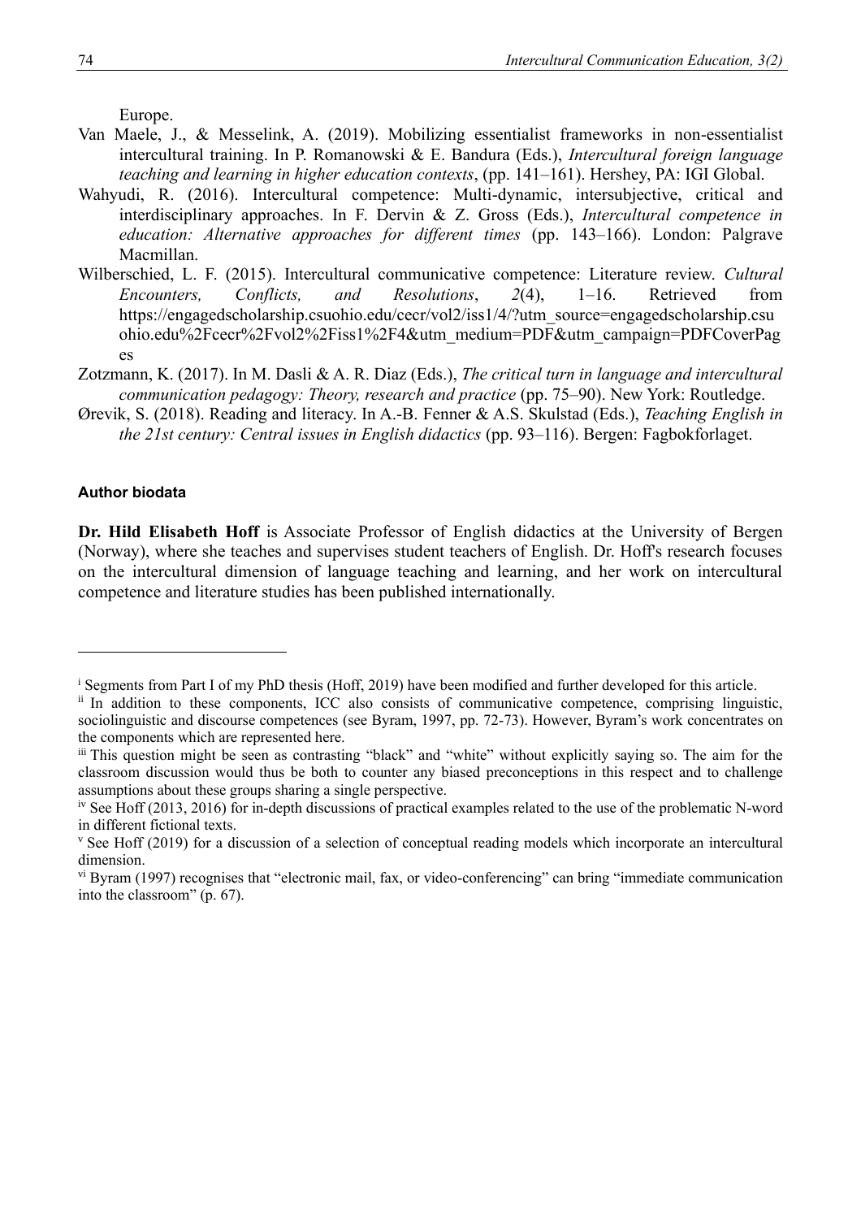Europe.

Van Maele, J., & Messelink, A. (2019). Mobilizing essentialist frameworks in non-essentialist intercultural training. In P. Romanowski & E. Bandura (Eds.), *Intercultural foreign language teaching and learning in higher education contexts*, (pp. 141–161). Hershey, PA: IGI Global.

Wahyudi, R. (2016). Intercultural competence: Multi-dynamic, intersubjective, critical and interdisciplinary approaches. In F. Dervin & Z. Gross (Eds.), *Intercultural competence in education: Alternative approaches for different times* (pp. 143–166). London: Palgrave Macmillan.

Wilberschied, L. F. (2015). Intercultural communicative competence: Literature review. *Cultural Encounters, Conflicts, and Resolutions*, *2*(4), 1–16. Retrieved from https://engagedscholarship.csuohio.edu/cecr/vol2/iss1/4/?utm_source=engagedscholarship.csuohio.edu%2Fcecr%2Fvol2%2Fiss1%2F4&utm_medium=PDF&utm_campaign=PDFCoverPages

Zotzmann, K. (2017). In M. Dasli & A. R. Diaz (Eds.), *The critical turn in language and intercultural communication pedagogy: Theory, research and practice* (pp. 75–90). New York: Routledge.

Ørevik, S. (2018). Reading and literacy. In A.-B. Fenner & A.S. Skulstad (Eds.), *Teaching English in the 21st century: Central issues in English didactics* (pp. 93–116). Bergen: Fagbokforlaget.

#### Author biodata

**Dr. Hild Elisabeth Hoff** is Associate Professor of English didactics at the University of Bergen (Norway), where she teaches and supervises student teachers of English. Dr. Hoff's research focuses on the intercultural dimension of language teaching and learning, and her work on intercultural competence and literature studies has been published internationally.

---

[i] Segments from Part I of my PhD thesis (Hoff, 2019) have been modified and further developed for this article.

[ii] In addition to these components, ICC also consists of communicative competence, comprising linguistic, sociolinguistic and discourse competences (see Byram, 1997, pp. 72-73). However, Byram's work concentrates on the components which are represented here.

[iii] This question might be seen as contrasting "black" and "white" without explicitly saying so. The aim for the classroom discussion would thus be both to counter any biased preconceptions in this respect and to challenge assumptions about these groups sharing a single perspective.

[iv] See Hoff (2013, 2016) for in-depth discussions of practical examples related to the use of the problematic N-word in different fictional texts.

[v] See Hoff (2019) for a discussion of a selection of conceptual reading models which incorporate an intercultural dimension.

[vi] Byram (1997) recognises that "electronic mail, fax, or video-conferencing" can bring "immediate communication into the classroom" (p. 67).